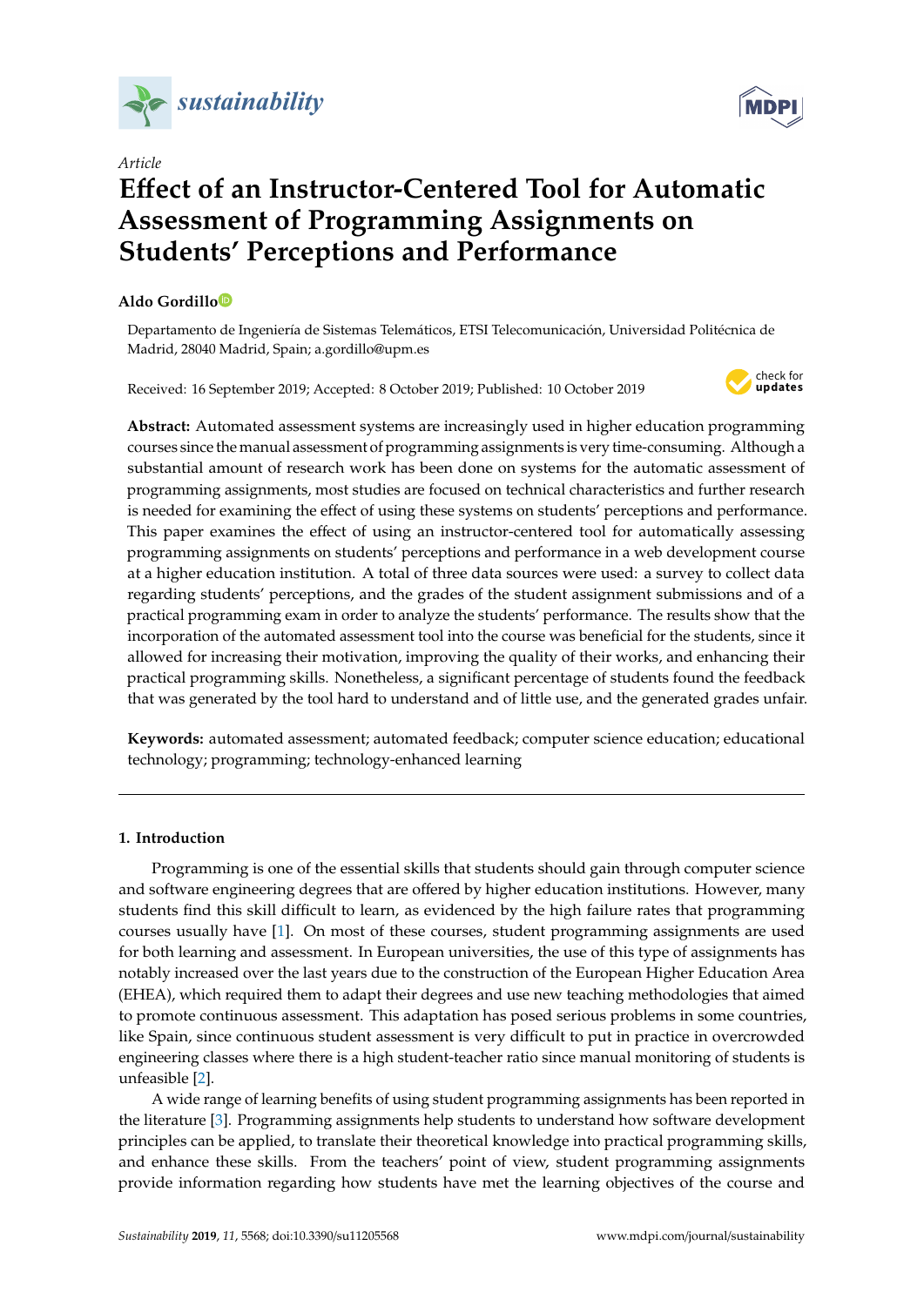*Article*

# Effect of an Instructor-Centered Tool for Automatic Assessment of Programming Assignments on Students' Perceptions and Performance

**Aldo Gordillo**

Departamento de Ingeniería de Sistemas Telemáticos, ETSI Telecomunicación, Universidad Politécnica de Madrid, 28040 Madrid, Spain; a.gordillo@upm.es

Received: 16 September 2019; Accepted: 8 October 2019; Published: 10 October 2019

**Abstract:** Automated assessment systems are increasingly used in higher education programming courses since the manual assessment of programming assignments is very time-consuming. Although a substantial amount of research work has been done on systems for the automatic assessment of programming assignments, most studies are focused on technical characteristics and further research is needed for examining the effect of using these systems on students' perceptions and performance. This paper examines the effect of using an instructor-centered tool for automatically assessing programming assignments on students' perceptions and performance in a web development course at a higher education institution. A total of three data sources were used: a survey to collect data regarding students' perceptions, and the grades of the student assignment submissions and of a practical programming exam in order to analyze the students' performance. The results show that the incorporation of the automated assessment tool into the course was beneficial for the students, since it allowed for increasing their motivation, improving the quality of their works, and enhancing their practical programming skills. Nonetheless, a significant percentage of students found the feedback that was generated by the tool hard to understand and of little use, and the generated grades unfair.

**Keywords:** automated assessment; automated feedback; computer science education; educational technology; programming; technology-enhanced learning

## 1. Introduction

Programming is one of the essential skills that students should gain through computer science and software engineering degrees that are offered by higher education institutions. However, many students find this skill difficult to learn, as evidenced by the high failure rates that programming courses usually have [1]. On most of these courses, student programming assignments are used for both learning and assessment. In European universities, the use of this type of assignments has notably increased over the last years due to the construction of the European Higher Education Area (EHEA), which required them to adapt their degrees and use new teaching methodologies that aimed to promote continuous assessment. This adaptation has posed serious problems in some countries, like Spain, since continuous student assessment is very difficult to put in practice in overcrowded engineering classes where there is a high student-teacher ratio since manual monitoring of students is unfeasible [2].

A wide range of learning benefits of using student programming assignments has been reported in the literature [3]. Programming assignments help students to understand how software development principles can be applied, to translate their theoretical knowledge into practical programming skills, and enhance these skills. From the teachers' point of view, student programming assignments provide information regarding how students have met the learning objectives of the course and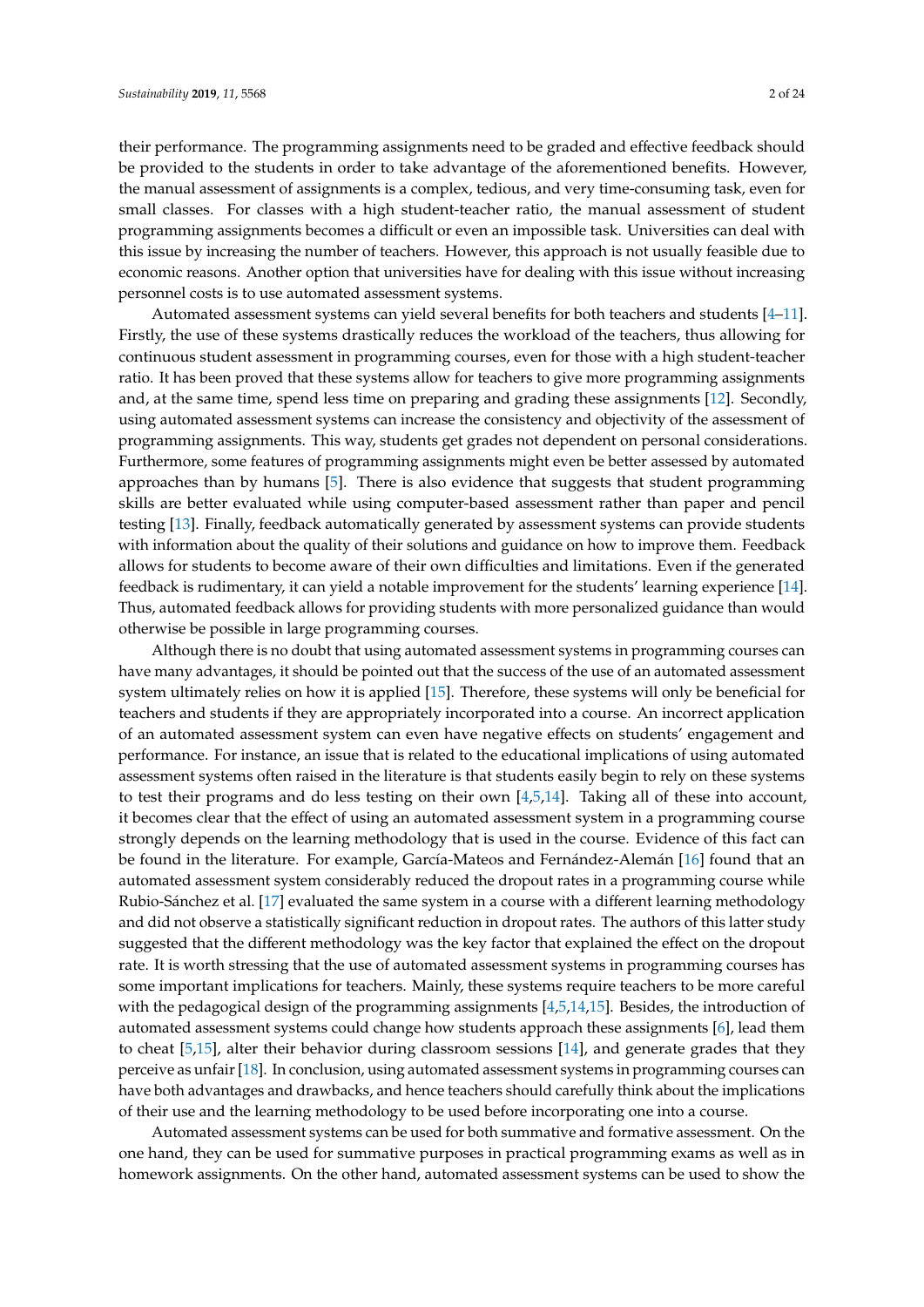their performance. The programming assignments need to be graded and effective feedback should be provided to the students in order to take advantage of the aforementioned benefits. However, the manual assessment of assignments is a complex, tedious, and very time-consuming task, even for small classes. For classes with a high student-teacher ratio, the manual assessment of student programming assignments becomes a difficult or even an impossible task. Universities can deal with this issue by increasing the number of teachers. However, this approach is not usually feasible due to economic reasons. Another option that universities have for dealing with this issue without increasing personnel costs is to use automated assessment systems.

Automated assessment systems can yield several benefits for both teachers and students [4–11]. Firstly, the use of these systems drastically reduces the workload of the teachers, thus allowing for continuous student assessment in programming courses, even for those with a high student-teacher ratio. It has been proved that these systems allow for teachers to give more programming assignments and, at the same time, spend less time on preparing and grading these assignments [12]. Secondly, using automated assessment systems can increase the consistency and objectivity of the assessment of programming assignments. This way, students get grades not dependent on personal considerations. Furthermore, some features of programming assignments might even be better assessed by automated approaches than by humans [5]. There is also evidence that suggests that student programming skills are better evaluated while using computer-based assessment rather than paper and pencil testing [13]. Finally, feedback automatically generated by assessment systems can provide students with information about the quality of their solutions and guidance on how to improve them. Feedback allows for students to become aware of their own difficulties and limitations. Even if the generated feedback is rudimentary, it can yield a notable improvement for the students' learning experience [14]. Thus, automated feedback allows for providing students with more personalized guidance than would otherwise be possible in large programming courses.

Although there is no doubt that using automated assessment systems in programming courses can have many advantages, it should be pointed out that the success of the use of an automated assessment system ultimately relies on how it is applied [15]. Therefore, these systems will only be beneficial for teachers and students if they are appropriately incorporated into a course. An incorrect application of an automated assessment system can even have negative effects on students' engagement and performance. For instance, an issue that is related to the educational implications of using automated assessment systems often raised in the literature is that students easily begin to rely on these systems to test their programs and do less testing on their own [4,5,14]. Taking all of these into account, it becomes clear that the effect of using an automated assessment system in a programming course strongly depends on the learning methodology that is used in the course. Evidence of this fact can be found in the literature. For example, García-Mateos and Fernández-Alemán [16] found that an automated assessment system considerably reduced the dropout rates in a programming course while Rubio-Sánchez et al. [17] evaluated the same system in a course with a different learning methodology and did not observe a statistically significant reduction in dropout rates. The authors of this latter study suggested that the different methodology was the key factor that explained the effect on the dropout rate. It is worth stressing that the use of automated assessment systems in programming courses has some important implications for teachers. Mainly, these systems require teachers to be more careful with the pedagogical design of the programming assignments [4,5,14,15]. Besides, the introduction of automated assessment systems could change how students approach these assignments [6], lead them to cheat [5,15], alter their behavior during classroom sessions [14], and generate grades that they perceive as unfair [18]. In conclusion, using automated assessment systems in programming courses can have both advantages and drawbacks, and hence teachers should carefully think about the implications of their use and the learning methodology to be used before incorporating one into a course.

Automated assessment systems can be used for both summative and formative assessment. On the one hand, they can be used for summative purposes in practical programming exams as well as in homework assignments. On the other hand, automated assessment systems can be used to show the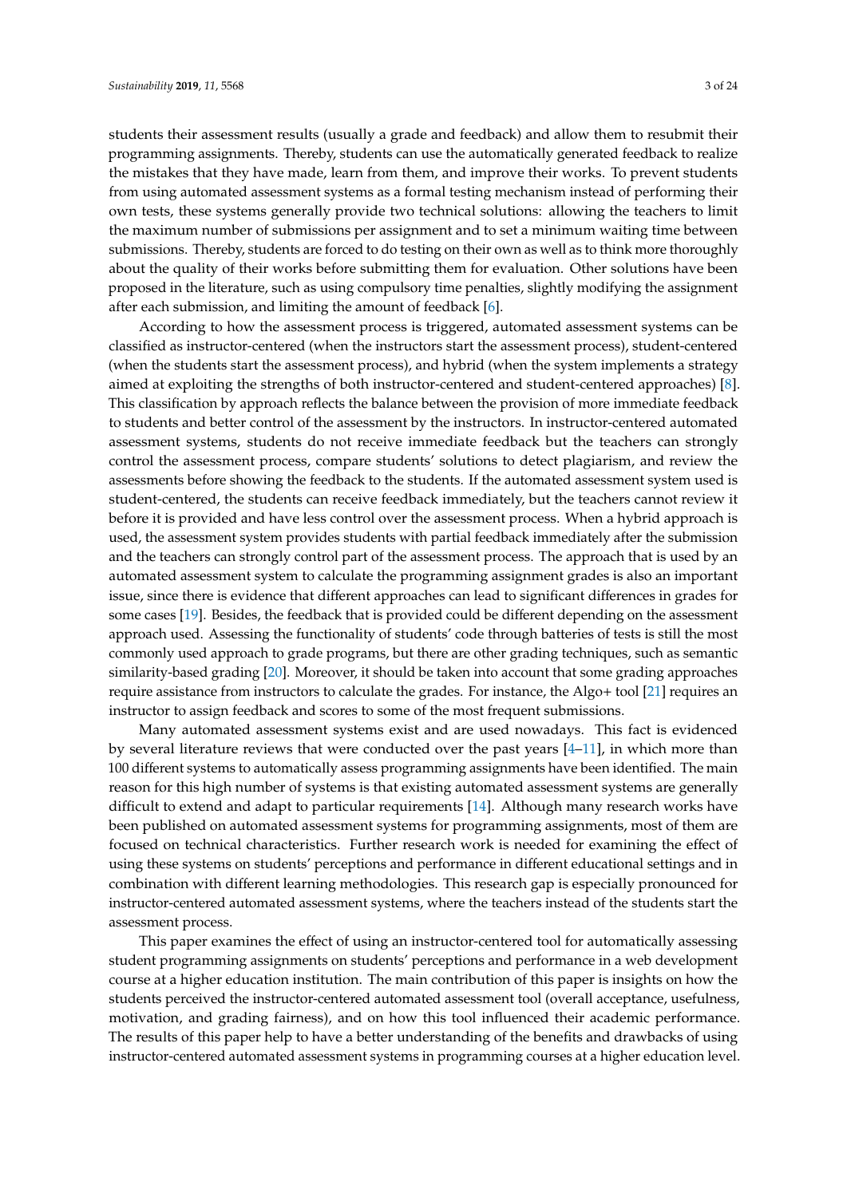students their assessment results (usually a grade and feedback) and allow them to resubmit their programming assignments. Thereby, students can use the automatically generated feedback to realize the mistakes that they have made, learn from them, and improve their works. To prevent students from using automated assessment systems as a formal testing mechanism instead of performing their own tests, these systems generally provide two technical solutions: allowing the teachers to limit the maximum number of submissions per assignment and to set a minimum waiting time between submissions. Thereby, students are forced to do testing on their own as well as to think more thoroughly about the quality of their works before submitting them for evaluation. Other solutions have been proposed in the literature, such as using compulsory time penalties, slightly modifying the assignment after each submission, and limiting the amount of feedback [6].

According to how the assessment process is triggered, automated assessment systems can be classified as instructor-centered (when the instructors start the assessment process), student-centered (when the students start the assessment process), and hybrid (when the system implements a strategy aimed at exploiting the strengths of both instructor-centered and student-centered approaches) [8]. This classification by approach reflects the balance between the provision of more immediate feedback to students and better control of the assessment by the instructors. In instructor-centered automated assessment systems, students do not receive immediate feedback but the teachers can strongly control the assessment process, compare students' solutions to detect plagiarism, and review the assessments before showing the feedback to the students. If the automated assessment system used is student-centered, the students can receive feedback immediately, but the teachers cannot review it before it is provided and have less control over the assessment process. When a hybrid approach is used, the assessment system provides students with partial feedback immediately after the submission and the teachers can strongly control part of the assessment process. The approach that is used by an automated assessment system to calculate the programming assignment grades is also an important issue, since there is evidence that different approaches can lead to significant differences in grades for some cases [19]. Besides, the feedback that is provided could be different depending on the assessment approach used. Assessing the functionality of students' code through batteries of tests is still the most commonly used approach to grade programs, but there are other grading techniques, such as semantic similarity-based grading [20]. Moreover, it should be taken into account that some grading approaches require assistance from instructors to calculate the grades. For instance, the Algo+ tool [21] requires an instructor to assign feedback and scores to some of the most frequent submissions.

Many automated assessment systems exist and are used nowadays. This fact is evidenced by several literature reviews that were conducted over the past years [4–11], in which more than 100 different systems to automatically assess programming assignments have been identified. The main reason for this high number of systems is that existing automated assessment systems are generally difficult to extend and adapt to particular requirements [14]. Although many research works have been published on automated assessment systems for programming assignments, most of them are focused on technical characteristics. Further research work is needed for examining the effect of using these systems on students' perceptions and performance in different educational settings and in combination with different learning methodologies. This research gap is especially pronounced for instructor-centered automated assessment systems, where the teachers instead of the students start the assessment process.

This paper examines the effect of using an instructor-centered tool for automatically assessing student programming assignments on students' perceptions and performance in a web development course at a higher education institution. The main contribution of this paper is insights on how the students perceived the instructor-centered automated assessment tool (overall acceptance, usefulness, motivation, and grading fairness), and on how this tool influenced their academic performance. The results of this paper help to have a better understanding of the benefits and drawbacks of using instructor-centered automated assessment systems in programming courses at a higher education level.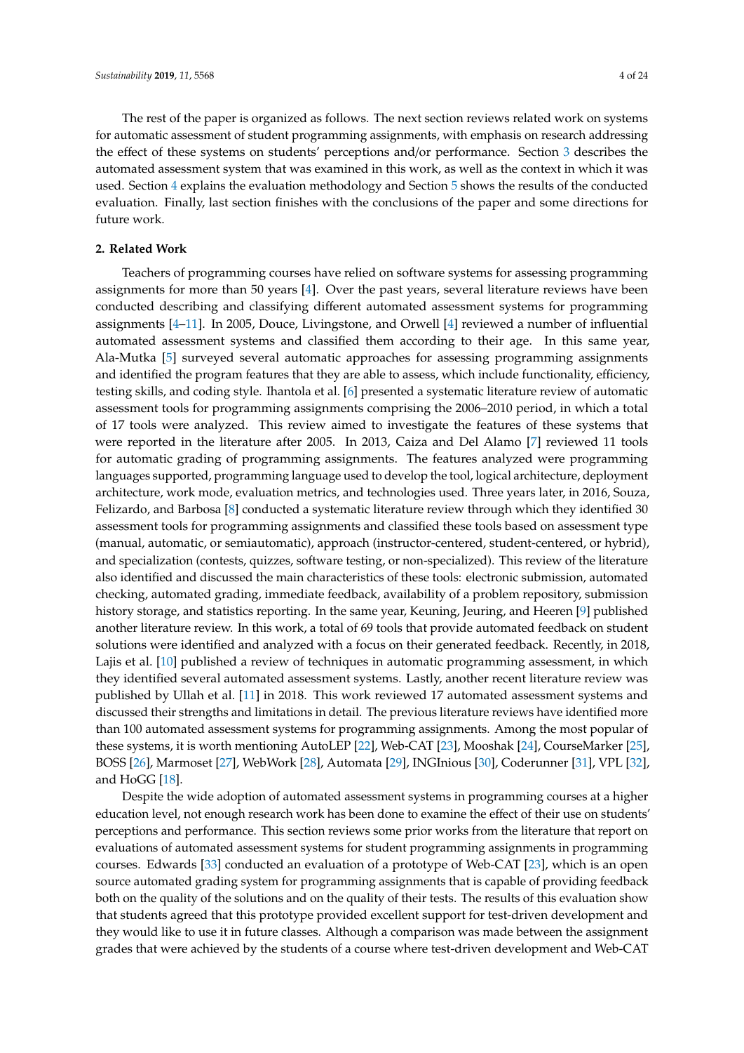The rest of the paper is organized as follows. The next section reviews related work on systems for automatic assessment of student programming assignments, with emphasis on research addressing the effect of these systems on students' perceptions and/or performance. Section 3 describes the automated assessment system that was examined in this work, as well as the context in which it was used. Section 4 explains the evaluation methodology and Section 5 shows the results of the conducted evaluation. Finally, last section finishes with the conclusions of the paper and some directions for future work.

## 2. Related Work

Teachers of programming courses have relied on software systems for assessing programming assignments for more than 50 years [4]. Over the past years, several literature reviews have been conducted describing and classifying different automated assessment systems for programming assignments [4–11]. In 2005, Douce, Livingstone, and Orwell [4] reviewed a number of influential automated assessment systems and classified them according to their age. In this same year, Ala-Mutka [5] surveyed several automatic approaches for assessing programming assignments and identified the program features that they are able to assess, which include functionality, efficiency, testing skills, and coding style. Ihantola et al. [6] presented a systematic literature review of automatic assessment tools for programming assignments comprising the 2006–2010 period, in which a total of 17 tools were analyzed. This review aimed to investigate the features of these systems that were reported in the literature after 2005. In 2013, Caiza and Del Alamo [7] reviewed 11 tools for automatic grading of programming assignments. The features analyzed were programming languages supported, programming language used to develop the tool, logical architecture, deployment architecture, work mode, evaluation metrics, and technologies used. Three years later, in 2016, Souza, Felizardo, and Barbosa [8] conducted a systematic literature review through which they identified 30 assessment tools for programming assignments and classified these tools based on assessment type (manual, automatic, or semiautomatic), approach (instructor-centered, student-centered, or hybrid), and specialization (contests, quizzes, software testing, or non-specialized). This review of the literature also identified and discussed the main characteristics of these tools: electronic submission, automated checking, automated grading, immediate feedback, availability of a problem repository, submission history storage, and statistics reporting. In the same year, Keuning, Jeuring, and Heeren [9] published another literature review. In this work, a total of 69 tools that provide automated feedback on student solutions were identified and analyzed with a focus on their generated feedback. Recently, in 2018, Lajis et al. [10] published a review of techniques in automatic programming assessment, in which they identified several automated assessment systems. Lastly, another recent literature review was published by Ullah et al. [11] in 2018. This work reviewed 17 automated assessment systems and discussed their strengths and limitations in detail. The previous literature reviews have identified more than 100 automated assessment systems for programming assignments. Among the most popular of these systems, it is worth mentioning AutoLEP [22], Web-CAT [23], Mooshak [24], CourseMarker [25], BOSS [26], Marmoset [27], WebWork [28], Automata [29], INGInious [30], Coderunner [31], VPL [32], and HoGG [18].

Despite the wide adoption of automated assessment systems in programming courses at a higher education level, not enough research work has been done to examine the effect of their use on students' perceptions and performance. This section reviews some prior works from the literature that report on evaluations of automated assessment systems for student programming assignments in programming courses. Edwards [33] conducted an evaluation of a prototype of Web-CAT [23], which is an open source automated grading system for programming assignments that is capable of providing feedback both on the quality of the solutions and on the quality of their tests. The results of this evaluation show that students agreed that this prototype provided excellent support for test-driven development and they would like to use it in future classes. Although a comparison was made between the assignment grades that were achieved by the students of a course where test-driven development and Web-CAT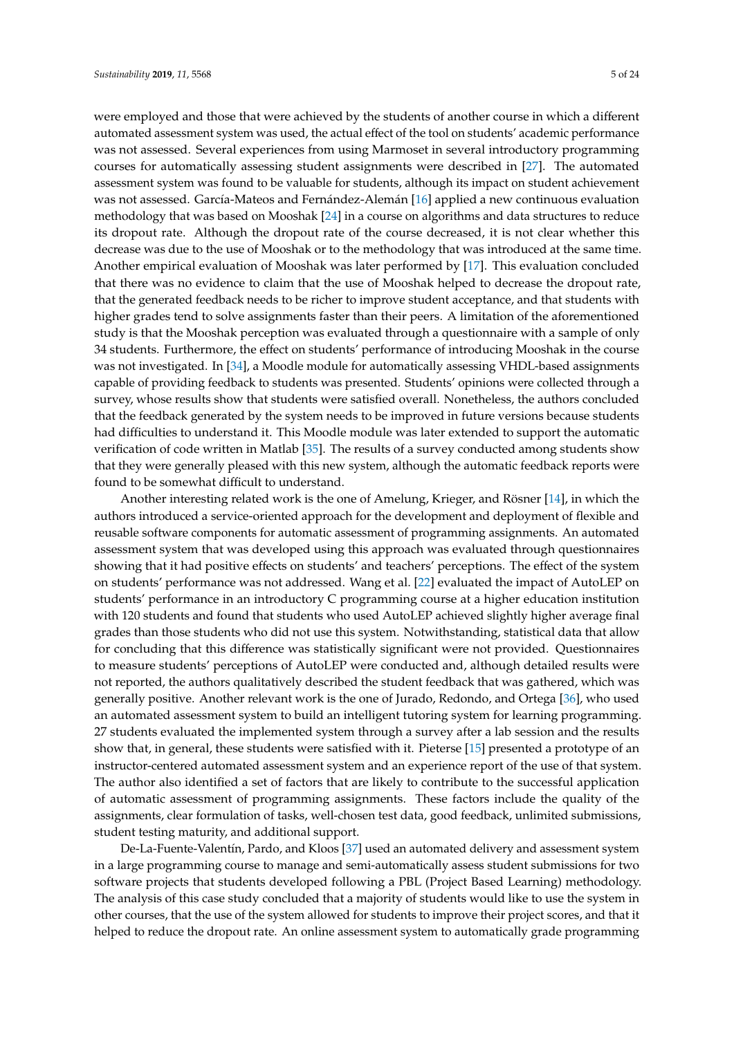were employed and those that were achieved by the students of another course in which a different automated assessment system was used, the actual effect of the tool on students' academic performance was not assessed. Several experiences from using Marmoset in several introductory programming courses for automatically assessing student assignments were described in [27]. The automated assessment system was found to be valuable for students, although its impact on student achievement was not assessed. García-Mateos and Fernández-Alemán [16] applied a new continuous evaluation methodology that was based on Mooshak [24] in a course on algorithms and data structures to reduce its dropout rate. Although the dropout rate of the course decreased, it is not clear whether this decrease was due to the use of Mooshak or to the methodology that was introduced at the same time. Another empirical evaluation of Mooshak was later performed by [17]. This evaluation concluded that there was no evidence to claim that the use of Mooshak helped to decrease the dropout rate, that the generated feedback needs to be richer to improve student acceptance, and that students with higher grades tend to solve assignments faster than their peers. A limitation of the aforementioned study is that the Mooshak perception was evaluated through a questionnaire with a sample of only 34 students. Furthermore, the effect on students' performance of introducing Mooshak in the course was not investigated. In [34], a Moodle module for automatically assessing VHDL-based assignments capable of providing feedback to students was presented. Students' opinions were collected through a survey, whose results show that students were satisfied overall. Nonetheless, the authors concluded that the feedback generated by the system needs to be improved in future versions because students had difficulties to understand it. This Moodle module was later extended to support the automatic verification of code written in Matlab [35]. The results of a survey conducted among students show that they were generally pleased with this new system, although the automatic feedback reports were found to be somewhat difficult to understand.

Another interesting related work is the one of Amelung, Krieger, and Rösner [14], in which the authors introduced a service-oriented approach for the development and deployment of flexible and reusable software components for automatic assessment of programming assignments. An automated assessment system that was developed using this approach was evaluated through questionnaires showing that it had positive effects on students' and teachers' perceptions. The effect of the system on students' performance was not addressed. Wang et al. [22] evaluated the impact of AutoLEP on students' performance in an introductory C programming course at a higher education institution with 120 students and found that students who used AutoLEP achieved slightly higher average final grades than those students who did not use this system. Notwithstanding, statistical data that allow for concluding that this difference was statistically significant were not provided. Questionnaires to measure students' perceptions of AutoLEP were conducted and, although detailed results were not reported, the authors qualitatively described the student feedback that was gathered, which was generally positive. Another relevant work is the one of Jurado, Redondo, and Ortega [36], who used an automated assessment system to build an intelligent tutoring system for learning programming. 27 students evaluated the implemented system through a survey after a lab session and the results show that, in general, these students were satisfied with it. Pieterse [15] presented a prototype of an instructor-centered automated assessment system and an experience report of the use of that system. The author also identified a set of factors that are likely to contribute to the successful application of automatic assessment of programming assignments. These factors include the quality of the assignments, clear formulation of tasks, well-chosen test data, good feedback, unlimited submissions, student testing maturity, and additional support.

De-La-Fuente-Valentín, Pardo, and Kloos [37] used an automated delivery and assessment system in a large programming course to manage and semi-automatically assess student submissions for two software projects that students developed following a PBL (Project Based Learning) methodology. The analysis of this case study concluded that a majority of students would like to use the system in other courses, that the use of the system allowed for students to improve their project scores, and that it helped to reduce the dropout rate. An online assessment system to automatically grade programming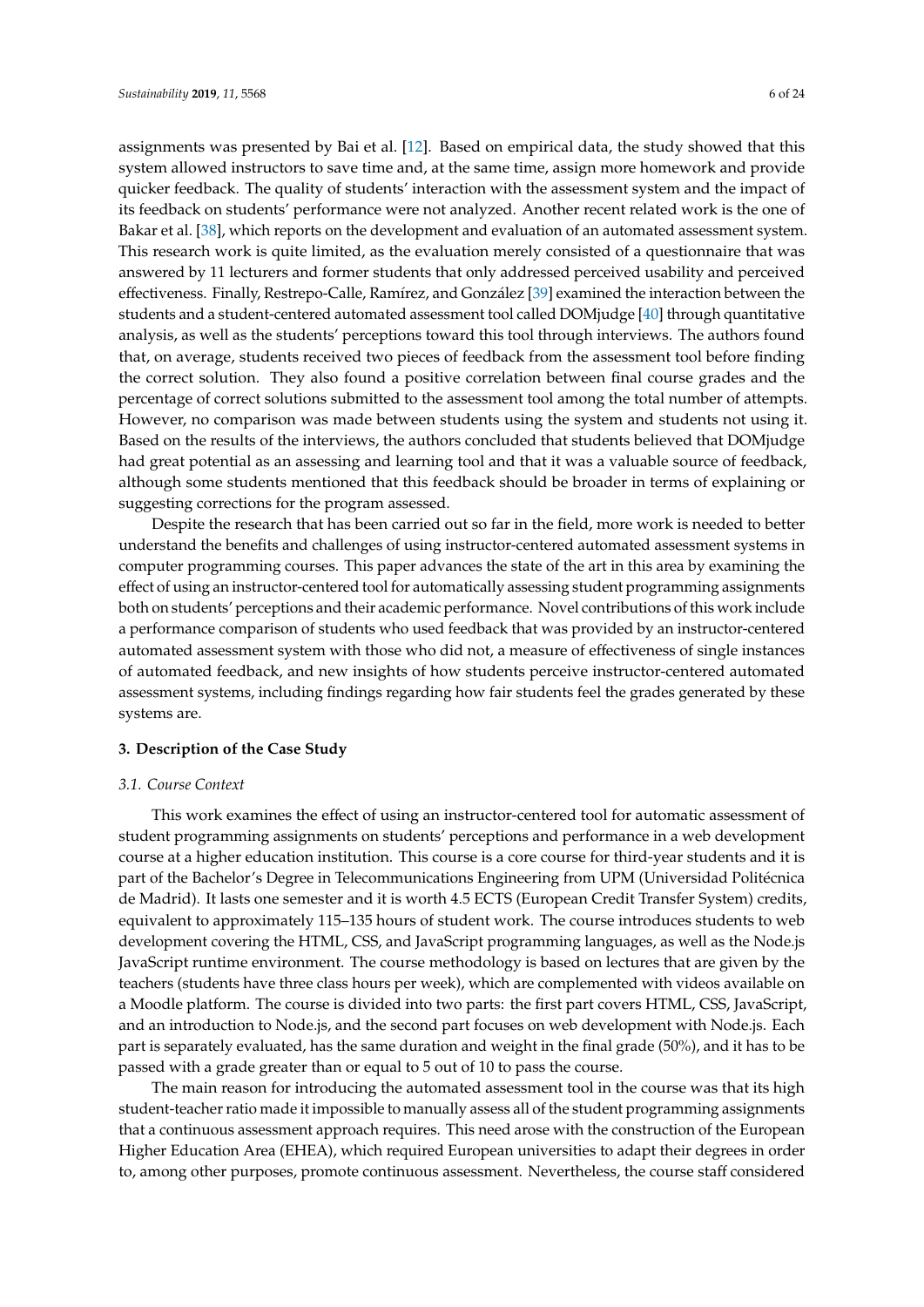assignments was presented by Bai et al. [12]. Based on empirical data, the study showed that this system allowed instructors to save time and, at the same time, assign more homework and provide quicker feedback. The quality of students' interaction with the assessment system and the impact of its feedback on students' performance were not analyzed. Another recent related work is the one of Bakar et al. [38], which reports on the development and evaluation of an automated assessment system. This research work is quite limited, as the evaluation merely consisted of a questionnaire that was answered by 11 lecturers and former students that only addressed perceived usability and perceived effectiveness. Finally, Restrepo-Calle, Ramírez, and González [39] examined the interaction between the students and a student-centered automated assessment tool called DOMjudge [40] through quantitative analysis, as well as the students' perceptions toward this tool through interviews. The authors found that, on average, students received two pieces of feedback from the assessment tool before finding the correct solution. They also found a positive correlation between final course grades and the percentage of correct solutions submitted to the assessment tool among the total number of attempts. However, no comparison was made between students using the system and students not using it. Based on the results of the interviews, the authors concluded that students believed that DOMjudge had great potential as an assessing and learning tool and that it was a valuable source of feedback, although some students mentioned that this feedback should be broader in terms of explaining or suggesting corrections for the program assessed.

Despite the research that has been carried out so far in the field, more work is needed to better understand the benefits and challenges of using instructor-centered automated assessment systems in computer programming courses. This paper advances the state of the art in this area by examining the effect of using an instructor-centered tool for automatically assessing student programming assignments both on students' perceptions and their academic performance. Novel contributions of this work include a performance comparison of students who used feedback that was provided by an instructor-centered automated assessment system with those who did not, a measure of effectiveness of single instances of automated feedback, and new insights of how students perceive instructor-centered automated assessment systems, including findings regarding how fair students feel the grades generated by these systems are.

## 3. Description of the Case Study

### *3.1. Course Context*

This work examines the effect of using an instructor-centered tool for automatic assessment of student programming assignments on students' perceptions and performance in a web development course at a higher education institution. This course is a core course for third-year students and it is part of the Bachelor's Degree in Telecommunications Engineering from UPM (Universidad Politécnica de Madrid). It lasts one semester and it is worth 4.5 ECTS (European Credit Transfer System) credits, equivalent to approximately 115–135 hours of student work. The course introduces students to web development covering the HTML, CSS, and JavaScript programming languages, as well as the Node.js JavaScript runtime environment. The course methodology is based on lectures that are given by the teachers (students have three class hours per week), which are complemented with videos available on a Moodle platform. The course is divided into two parts: the first part covers HTML, CSS, JavaScript, and an introduction to Node.js, and the second part focuses on web development with Node.js. Each part is separately evaluated, has the same duration and weight in the final grade (50%), and it has to be passed with a grade greater than or equal to 5 out of 10 to pass the course.

The main reason for introducing the automated assessment tool in the course was that its high student-teacher ratio made it impossible to manually assess all of the student programming assignments that a continuous assessment approach requires. This need arose with the construction of the European Higher Education Area (EHEA), which required European universities to adapt their degrees in order to, among other purposes, promote continuous assessment. Nevertheless, the course staff considered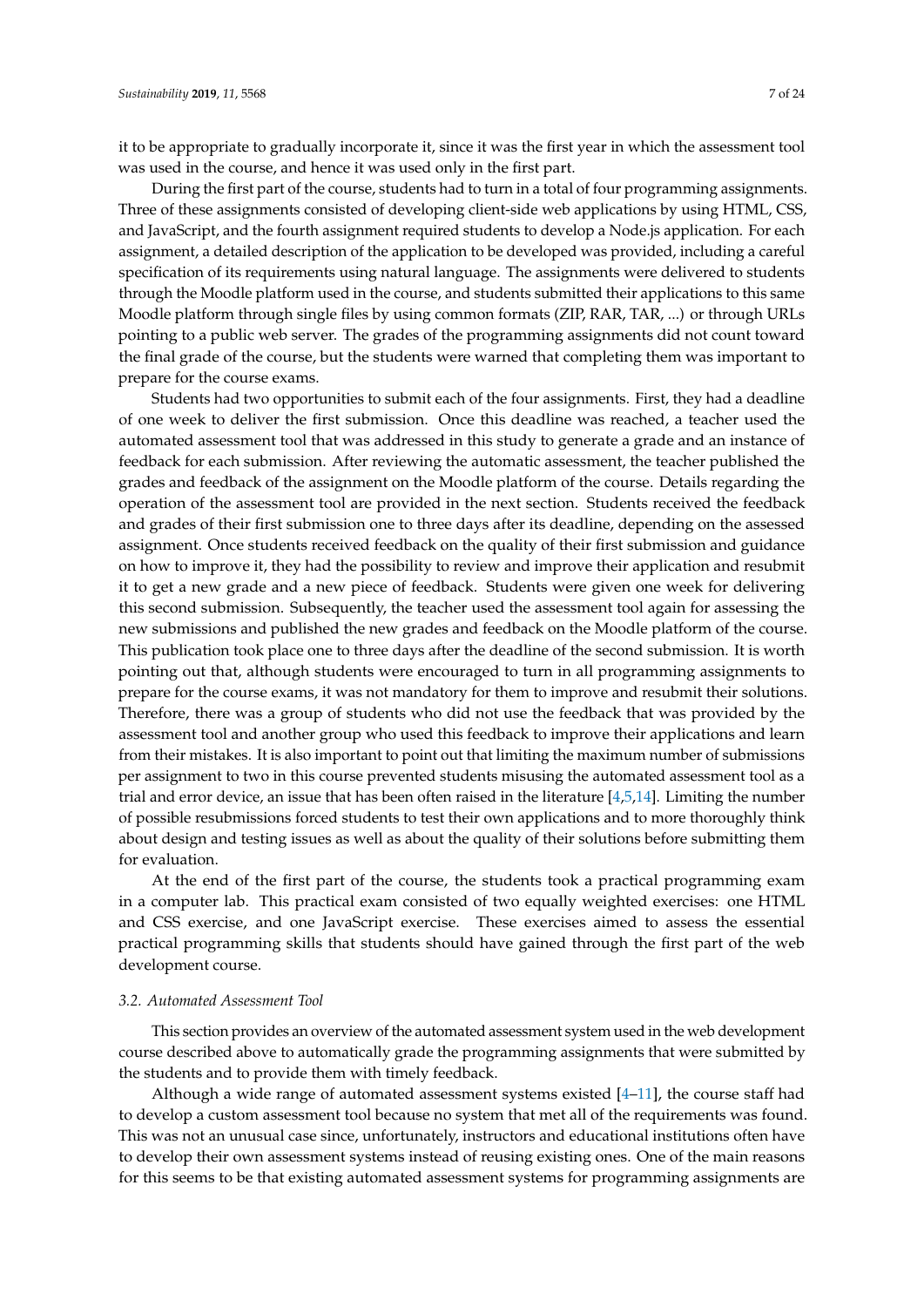it to be appropriate to gradually incorporate it, since it was the first year in which the assessment tool was used in the course, and hence it was used only in the first part.

During the first part of the course, students had to turn in a total of four programming assignments. Three of these assignments consisted of developing client-side web applications by using HTML, CSS, and JavaScript, and the fourth assignment required students to develop a Node.js application. For each assignment, a detailed description of the application to be developed was provided, including a careful specification of its requirements using natural language. The assignments were delivered to students through the Moodle platform used in the course, and students submitted their applications to this same Moodle platform through single files by using common formats (ZIP, RAR, TAR, ...) or through URLs pointing to a public web server. The grades of the programming assignments did not count toward the final grade of the course, but the students were warned that completing them was important to prepare for the course exams.

Students had two opportunities to submit each of the four assignments. First, they had a deadline of one week to deliver the first submission. Once this deadline was reached, a teacher used the automated assessment tool that was addressed in this study to generate a grade and an instance of feedback for each submission. After reviewing the automatic assessment, the teacher published the grades and feedback of the assignment on the Moodle platform of the course. Details regarding the operation of the assessment tool are provided in the next section. Students received the feedback and grades of their first submission one to three days after its deadline, depending on the assessed assignment. Once students received feedback on the quality of their first submission and guidance on how to improve it, they had the possibility to review and improve their application and resubmit it to get a new grade and a new piece of feedback. Students were given one week for delivering this second submission. Subsequently, the teacher used the assessment tool again for assessing the new submissions and published the new grades and feedback on the Moodle platform of the course. This publication took place one to three days after the deadline of the second submission. It is worth pointing out that, although students were encouraged to turn in all programming assignments to prepare for the course exams, it was not mandatory for them to improve and resubmit their solutions. Therefore, there was a group of students who did not use the feedback that was provided by the assessment tool and another group who used this feedback to improve their applications and learn from their mistakes. It is also important to point out that limiting the maximum number of submissions per assignment to two in this course prevented students misusing the automated assessment tool as a trial and error device, an issue that has been often raised in the literature [4,5,14]. Limiting the number of possible resubmissions forced students to test their own applications and to more thoroughly think about design and testing issues as well as about the quality of their solutions before submitting them for evaluation.

At the end of the first part of the course, the students took a practical programming exam in a computer lab. This practical exam consisted of two equally weighted exercises: one HTML and CSS exercise, and one JavaScript exercise. These exercises aimed to assess the essential practical programming skills that students should have gained through the first part of the web development course.

### *3.2. Automated Assessment Tool*

This section provides an overview of the automated assessment system used in the web development course described above to automatically grade the programming assignments that were submitted by the students and to provide them with timely feedback.

Although a wide range of automated assessment systems existed [4–11], the course staff had to develop a custom assessment tool because no system that met all of the requirements was found. This was not an unusual case since, unfortunately, instructors and educational institutions often have to develop their own assessment systems instead of reusing existing ones. One of the main reasons for this seems to be that existing automated assessment systems for programming assignments are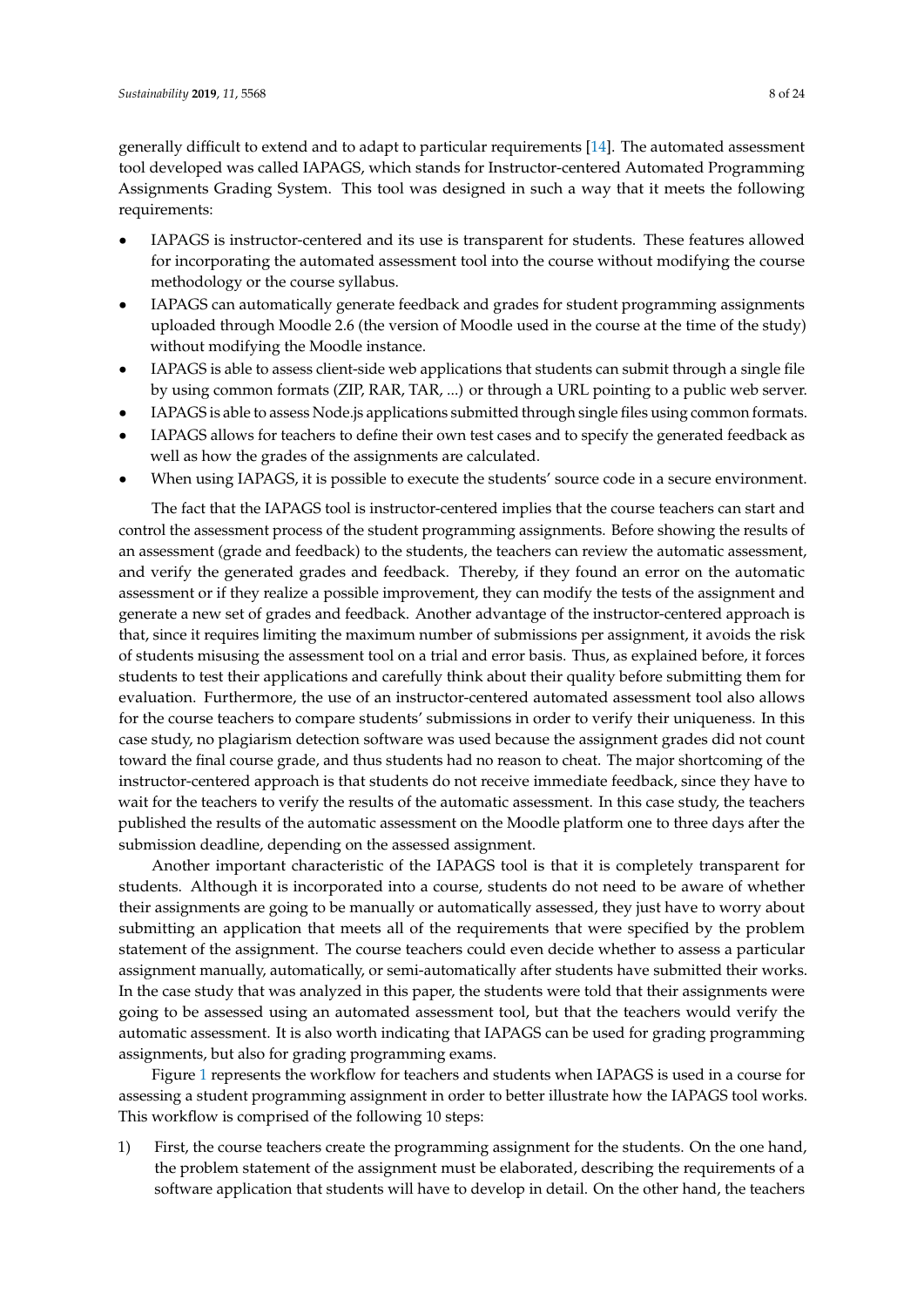generally difficult to extend and to adapt to particular requirements [14]. The automated assessment tool developed was called IAPAGS, which stands for Instructor-centered Automated Programming Assignments Grading System. This tool was designed in such a way that it meets the following requirements:

- IAPAGS is instructor-centered and its use is transparent for students. These features allowed for incorporating the automated assessment tool into the course without modifying the course methodology or the course syllabus.
- IAPAGS can automatically generate feedback and grades for student programming assignments uploaded through Moodle 2.6 (the version of Moodle used in the course at the time of the study) without modifying the Moodle instance.
- IAPAGS is able to assess client-side web applications that students can submit through a single file by using common formats (ZIP, RAR, TAR, ...) or through a URL pointing to a public web server.
- IAPAGS is able to assess Node.js applications submitted through single files using common formats.
- IAPAGS allows for teachers to define their own test cases and to specify the generated feedback as well as how the grades of the assignments are calculated.
- When using IAPAGS, it is possible to execute the students' source code in a secure environment.

The fact that the IAPAGS tool is instructor-centered implies that the course teachers can start and control the assessment process of the student programming assignments. Before showing the results of an assessment (grade and feedback) to the students, the teachers can review the automatic assessment, and verify the generated grades and feedback. Thereby, if they found an error on the automatic assessment or if they realize a possible improvement, they can modify the tests of the assignment and generate a new set of grades and feedback. Another advantage of the instructor-centered approach is that, since it requires limiting the maximum number of submissions per assignment, it avoids the risk of students misusing the assessment tool on a trial and error basis. Thus, as explained before, it forces students to test their applications and carefully think about their quality before submitting them for evaluation. Furthermore, the use of an instructor-centered automated assessment tool also allows for the course teachers to compare students' submissions in order to verify their uniqueness. In this case study, no plagiarism detection software was used because the assignment grades did not count toward the final course grade, and thus students had no reason to cheat. The major shortcoming of the instructor-centered approach is that students do not receive immediate feedback, since they have to wait for the teachers to verify the results of the automatic assessment. In this case study, the teachers published the results of the automatic assessment on the Moodle platform one to three days after the submission deadline, depending on the assessed assignment.

Another important characteristic of the IAPAGS tool is that it is completely transparent for students. Although it is incorporated into a course, students do not need to be aware of whether their assignments are going to be manually or automatically assessed, they just have to worry about submitting an application that meets all of the requirements that were specified by the problem statement of the assignment. The course teachers could even decide whether to assess a particular assignment manually, automatically, or semi-automatically after students have submitted their works. In the case study that was analyzed in this paper, the students were told that their assignments were going to be assessed using an automated assessment tool, but that the teachers would verify the automatic assessment. It is also worth indicating that IAPAGS can be used for grading programming assignments, but also for grading programming exams.

Figure 1 represents the workflow for teachers and students when IAPAGS is used in a course for assessing a student programming assignment in order to better illustrate how the IAPAGS tool works. This workflow is comprised of the following 10 steps:

1) First, the course teachers create the programming assignment for the students. On the one hand, the problem statement of the assignment must be elaborated, describing the requirements of a software application that students will have to develop in detail. On the other hand, the teachers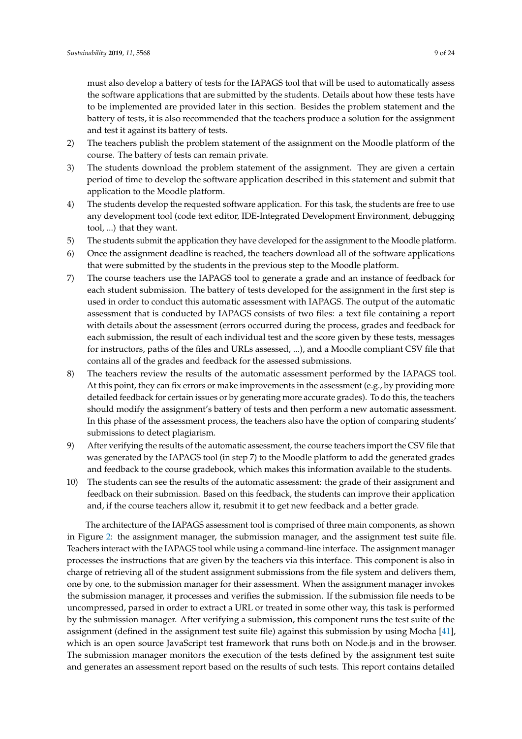must also develop a battery of tests for the IAPAGS tool that will be used to automatically assess the software applications that are submitted by the students. Details about how these tests have to be implemented are provided later in this section. Besides the problem statement and the battery of tests, it is also recommended that the teachers produce a solution for the assignment and test it against its battery of tests.

2) The teachers publish the problem statement of the assignment on the Moodle platform of the course. The battery of tests can remain private.
3) The students download the problem statement of the assignment. They are given a certain period of time to develop the software application described in this statement and submit that application to the Moodle platform.
4) The students develop the requested software application. For this task, the students are free to use any development tool (code text editor, IDE-Integrated Development Environment, debugging tool, ...) that they want.
5) The students submit the application they have developed for the assignment to the Moodle platform.
6) Once the assignment deadline is reached, the teachers download all of the software applications that were submitted by the students in the previous step to the Moodle platform.
7) The course teachers use the IAPAGS tool to generate a grade and an instance of feedback for each student submission. The battery of tests developed for the assignment in the first step is used in order to conduct this automatic assessment with IAPAGS. The output of the automatic assessment that is conducted by IAPAGS consists of two files: a text file containing a report with details about the assessment (errors occurred during the process, grades and feedback for each submission, the result of each individual test and the score given by these tests, messages for instructors, paths of the files and URLs assessed, ...), and a Moodle compliant CSV file that contains all of the grades and feedback for the assessed submissions.
8) The teachers review the results of the automatic assessment performed by the IAPAGS tool. At this point, they can fix errors or make improvements in the assessment (e.g., by providing more detailed feedback for certain issues or by generating more accurate grades). To do this, the teachers should modify the assignment's battery of tests and then perform a new automatic assessment. In this phase of the assessment process, the teachers also have the option of comparing students' submissions to detect plagiarism.
9) After verifying the results of the automatic assessment, the course teachers import the CSV file that was generated by the IAPAGS tool (in step 7) to the Moodle platform to add the generated grades and feedback to the course gradebook, which makes this information available to the students.
10) The students can see the results of the automatic assessment: the grade of their assignment and feedback on their submission. Based on this feedback, the students can improve their application and, if the course teachers allow it, resubmit it to get new feedback and a better grade.

The architecture of the IAPAGS assessment tool is comprised of three main components, as shown in Figure 2: the assignment manager, the submission manager, and the assignment test suite file. Teachers interact with the IAPAGS tool while using a command-line interface. The assignment manager processes the instructions that are given by the teachers via this interface. This component is also in charge of retrieving all of the student assignment submissions from the file system and delivers them, one by one, to the submission manager for their assessment. When the assignment manager invokes the submission manager, it processes and verifies the submission. If the submission file needs to be uncompressed, parsed in order to extract a URL or treated in some other way, this task is performed by the submission manager. After verifying a submission, this component runs the test suite of the assignment (defined in the assignment test suite file) against this submission by using Mocha [41], which is an open source JavaScript test framework that runs both on Node.js and in the browser. The submission manager monitors the execution of the tests defined by the assignment test suite and generates an assessment report based on the results of such tests. This report contains detailed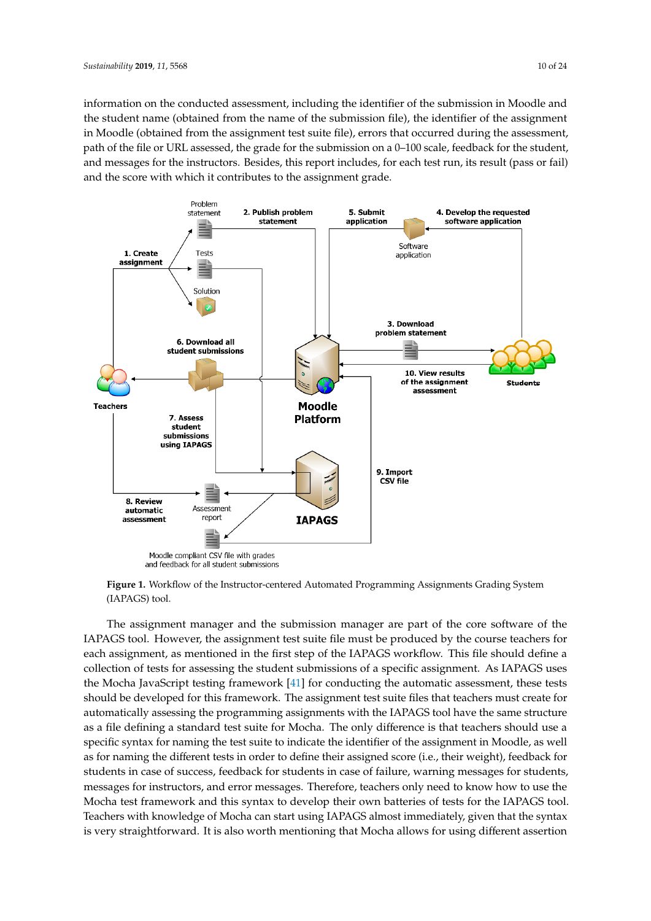information on the conducted assessment, including the identifier of the submission in Moodle and the student name (obtained from the name of the submission file), the identifier of the assignment in Moodle (obtained from the assignment test suite file), errors that occurred during the assessment, path of the file or URL assessed, the grade for the submission on a 0–100 scale, feedback for the student, and messages for the instructors. Besides, this report includes, for each test run, its result (pass or fail) and the score with which it contributes to the assignment grade.

**Figure 1.** Workflow of the Instructor-centered Automated Programming Assignments Grading System (IAPAGS) tool.

The assignment manager and the submission manager are part of the core software of the IAPAGS tool. However, the assignment test suite file must be produced by the course teachers for each assignment, as mentioned in the first step of the IAPAGS workflow. This file should define a collection of tests for assessing the student submissions of a specific assignment. As IAPAGS uses the Mocha JavaScript testing framework [41] for conducting the automatic assessment, these tests should be developed for this framework. The assignment test suite files that teachers must create for automatically assessing the programming assignments with the IAPAGS tool have the same structure as a file defining a standard test suite for Mocha. The only difference is that teachers should use a specific syntax for naming the test suite to indicate the identifier of the assignment in Moodle, as well as for naming the different tests in order to define their assigned score (i.e., their weight), feedback for students in case of success, feedback for students in case of failure, warning messages for students, messages for instructors, and error messages. Therefore, teachers only need to know how to use the Mocha test framework and this syntax to develop their own batteries of tests for the IAPAGS tool. Teachers with knowledge of Mocha can start using IAPAGS almost immediately, given that the syntax is very straightforward. It is also worth mentioning that Mocha allows for using different assertion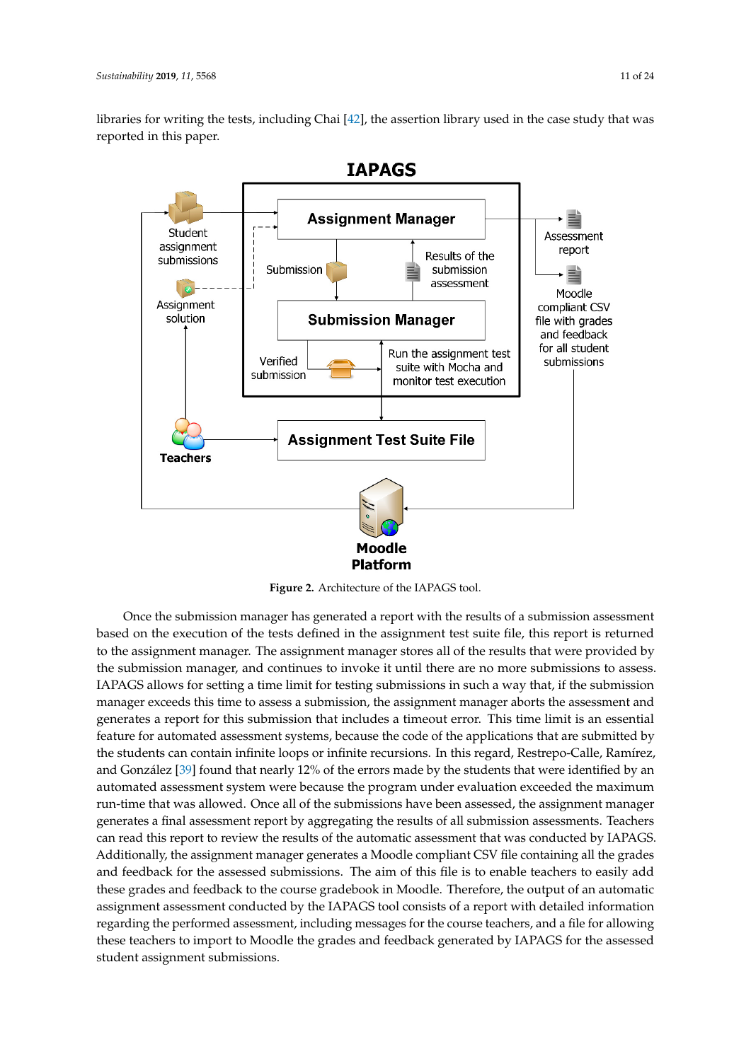libraries for writing the tests, including Chai [42], the assertion library used in the case study that was reported in this paper.

**Figure 2.** Architecture of the IAPAGS tool.

Once the submission manager has generated a report with the results of a submission assessment based on the execution of the tests defined in the assignment test suite file, this report is returned to the assignment manager. The assignment manager stores all of the results that were provided by the submission manager, and continues to invoke it until there are no more submissions to assess. IAPAGS allows for setting a time limit for testing submissions in such a way that, if the submission manager exceeds this time to assess a submission, the assignment manager aborts the assessment and generates a report for this submission that includes a timeout error. This time limit is an essential feature for automated assessment systems, because the code of the applications that are submitted by the students can contain infinite loops or infinite recursions. In this regard, Restrepo-Calle, Ramírez, and González [39] found that nearly 12% of the errors made by the students that were identified by an automated assessment system were because the program under evaluation exceeded the maximum run-time that was allowed. Once all of the submissions have been assessed, the assignment manager generates a final assessment report by aggregating the results of all submission assessments. Teachers can read this report to review the results of the automatic assessment that was conducted by IAPAGS. Additionally, the assignment manager generates a Moodle compliant CSV file containing all the grades and feedback for the assessed submissions. The aim of this file is to enable teachers to easily add these grades and feedback to the course gradebook in Moodle. Therefore, the output of an automatic assignment assessment conducted by the IAPAGS tool consists of a report with detailed information regarding the performed assessment, including messages for the course teachers, and a file for allowing these teachers to import to Moodle the grades and feedback generated by IAPAGS for the assessed student assignment submissions.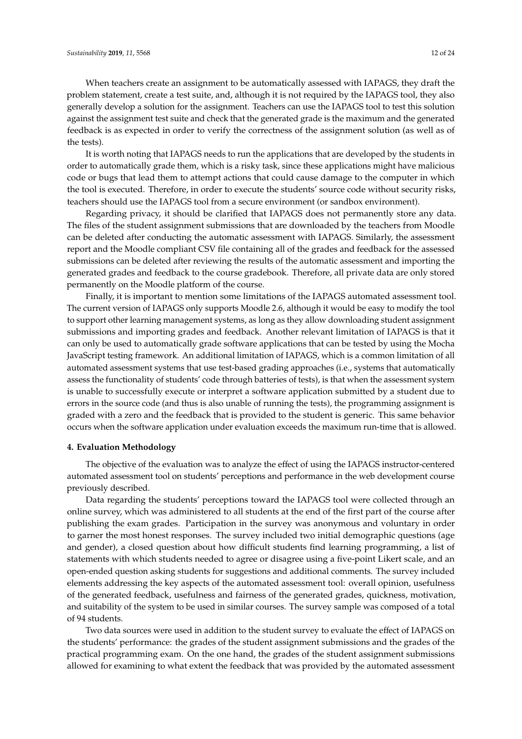When teachers create an assignment to be automatically assessed with IAPAGS, they draft the problem statement, create a test suite, and, although it is not required by the IAPAGS tool, they also generally develop a solution for the assignment. Teachers can use the IAPAGS tool to test this solution against the assignment test suite and check that the generated grade is the maximum and the generated feedback is as expected in order to verify the correctness of the assignment solution (as well as of the tests).

It is worth noting that IAPAGS needs to run the applications that are developed by the students in order to automatically grade them, which is a risky task, since these applications might have malicious code or bugs that lead them to attempt actions that could cause damage to the computer in which the tool is executed. Therefore, in order to execute the students' source code without security risks, teachers should use the IAPAGS tool from a secure environment (or sandbox environment).

Regarding privacy, it should be clarified that IAPAGS does not permanently store any data. The files of the student assignment submissions that are downloaded by the teachers from Moodle can be deleted after conducting the automatic assessment with IAPAGS. Similarly, the assessment report and the Moodle compliant CSV file containing all of the grades and feedback for the assessed submissions can be deleted after reviewing the results of the automatic assessment and importing the generated grades and feedback to the course gradebook. Therefore, all private data are only stored permanently on the Moodle platform of the course.

Finally, it is important to mention some limitations of the IAPAGS automated assessment tool. The current version of IAPAGS only supports Moodle 2.6, although it would be easy to modify the tool to support other learning management systems, as long as they allow downloading student assignment submissions and importing grades and feedback. Another relevant limitation of IAPAGS is that it can only be used to automatically grade software applications that can be tested by using the Mocha JavaScript testing framework. An additional limitation of IAPAGS, which is a common limitation of all automated assessment systems that use test-based grading approaches (i.e., systems that automatically assess the functionality of students' code through batteries of tests), is that when the assessment system is unable to successfully execute or interpret a software application submitted by a student due to errors in the source code (and thus is also unable of running the tests), the programming assignment is graded with a zero and the feedback that is provided to the student is generic. This same behavior occurs when the software application under evaluation exceeds the maximum run-time that is allowed.

## 4. Evaluation Methodology

The objective of the evaluation was to analyze the effect of using the IAPAGS instructor-centered automated assessment tool on students' perceptions and performance in the web development course previously described.

Data regarding the students' perceptions toward the IAPAGS tool were collected through an online survey, which was administered to all students at the end of the first part of the course after publishing the exam grades. Participation in the survey was anonymous and voluntary in order to garner the most honest responses. The survey included two initial demographic questions (age and gender), a closed question about how difficult students find learning programming, a list of statements with which students needed to agree or disagree using a five-point Likert scale, and an open-ended question asking students for suggestions and additional comments. The survey included elements addressing the key aspects of the automated assessment tool: overall opinion, usefulness of the generated feedback, usefulness and fairness of the generated grades, quickness, motivation, and suitability of the system to be used in similar courses. The survey sample was composed of a total of 94 students.

Two data sources were used in addition to the student survey to evaluate the effect of IAPAGS on the students' performance: the grades of the student assignment submissions and the grades of the practical programming exam. On the one hand, the grades of the student assignment submissions allowed for examining to what extent the feedback that was provided by the automated assessment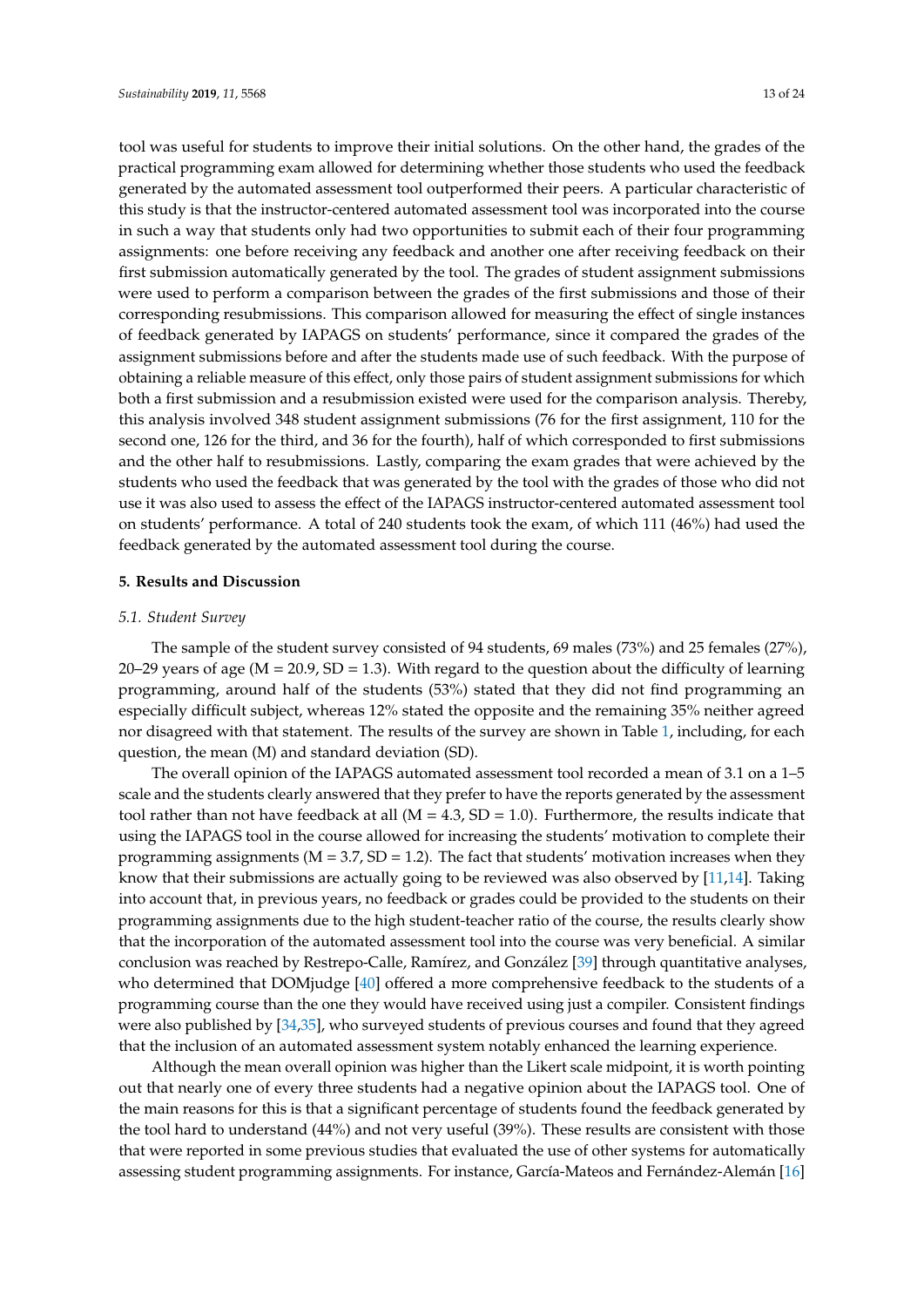tool was useful for students to improve their initial solutions. On the other hand, the grades of the practical programming exam allowed for determining whether those students who used the feedback generated by the automated assessment tool outperformed their peers. A particular characteristic of this study is that the instructor-centered automated assessment tool was incorporated into the course in such a way that students only had two opportunities to submit each of their four programming assignments: one before receiving any feedback and another one after receiving feedback on their first submission automatically generated by the tool. The grades of student assignment submissions were used to perform a comparison between the grades of the first submissions and those of their corresponding resubmissions. This comparison allowed for measuring the effect of single instances of feedback generated by IAPAGS on students' performance, since it compared the grades of the assignment submissions before and after the students made use of such feedback. With the purpose of obtaining a reliable measure of this effect, only those pairs of student assignment submissions for which both a first submission and a resubmission existed were used for the comparison analysis. Thereby, this analysis involved 348 student assignment submissions (76 for the first assignment, 110 for the second one, 126 for the third, and 36 for the fourth), half of which corresponded to first submissions and the other half to resubmissions. Lastly, comparing the exam grades that were achieved by the students who used the feedback that was generated by the tool with the grades of those who did not use it was also used to assess the effect of the IAPAGS instructor-centered automated assessment tool on students' performance. A total of 240 students took the exam, of which 111 (46%) had used the feedback generated by the automated assessment tool during the course.

## 5. Results and Discussion

### 5.1. Student Survey

The sample of the student survey consisted of 94 students, 69 males (73%) and 25 females (27%), 20–29 years of age (M = 20.9, SD = 1.3). With regard to the question about the difficulty of learning programming, around half of the students (53%) stated that they did not find programming an especially difficult subject, whereas 12% stated the opposite and the remaining 35% neither agreed nor disagreed with that statement. The results of the survey are shown in Table 1, including, for each question, the mean (M) and standard deviation (SD).

The overall opinion of the IAPAGS automated assessment tool recorded a mean of 3.1 on a 1–5 scale and the students clearly answered that they prefer to have the reports generated by the assessment tool rather than not have feedback at all (M = 4.3, SD = 1.0). Furthermore, the results indicate that using the IAPAGS tool in the course allowed for increasing the students' motivation to complete their programming assignments (M = 3.7, SD = 1.2). The fact that students' motivation increases when they know that their submissions are actually going to be reviewed was also observed by [11,14]. Taking into account that, in previous years, no feedback or grades could be provided to the students on their programming assignments due to the high student-teacher ratio of the course, the results clearly show that the incorporation of the automated assessment tool into the course was very beneficial. A similar conclusion was reached by Restrepo-Calle, Ramírez, and González [39] through quantitative analyses, who determined that DOMjudge [40] offered a more comprehensive feedback to the students of a programming course than the one they would have received using just a compiler. Consistent findings were also published by [34,35], who surveyed students of previous courses and found that they agreed that the inclusion of an automated assessment system notably enhanced the learning experience.

Although the mean overall opinion was higher than the Likert scale midpoint, it is worth pointing out that nearly one of every three students had a negative opinion about the IAPAGS tool. One of the main reasons for this is that a significant percentage of students found the feedback generated by the tool hard to understand (44%) and not very useful (39%). These results are consistent with those that were reported in some previous studies that evaluated the use of other systems for automatically assessing student programming assignments. For instance, García-Mateos and Fernández-Alemán [16]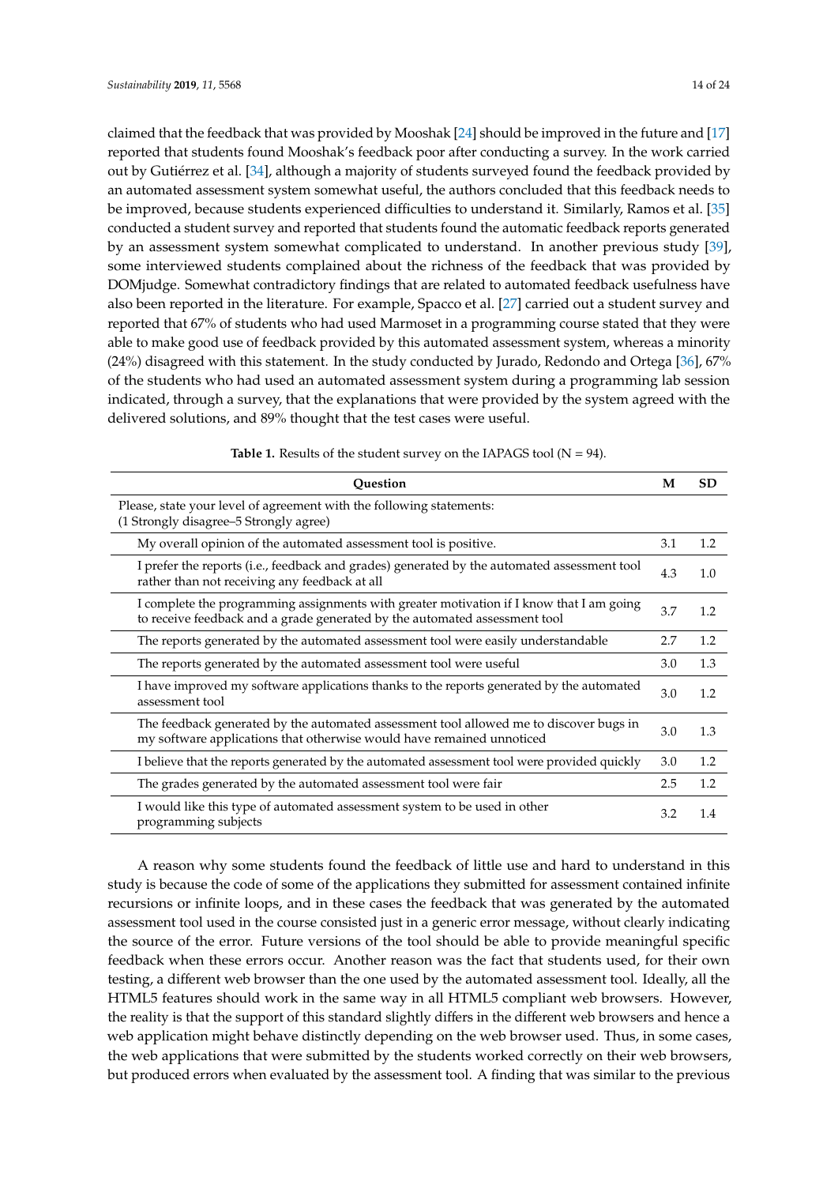claimed that the feedback that was provided by Mooshak [24] should be improved in the future and [17] reported that students found Mooshak's feedback poor after conducting a survey. In the work carried out by Gutiérrez et al. [34], although a majority of students surveyed found the feedback provided by an automated assessment system somewhat useful, the authors concluded that this feedback needs to be improved, because students experienced difficulties to understand it. Similarly, Ramos et al. [35] conducted a student survey and reported that students found the automatic feedback reports generated by an assessment system somewhat complicated to understand. In another previous study [39], some interviewed students complained about the richness of the feedback that was provided by DOMjudge. Somewhat contradictory findings that are related to automated feedback usefulness have also been reported in the literature. For example, Spacco et al. [27] carried out a student survey and reported that 67% of students who had used Marmoset in a programming course stated that they were able to make good use of feedback provided by this automated assessment system, whereas a minority (24%) disagreed with this statement. In the study conducted by Jurado, Redondo and Ortega [36], 67% of the students who had used an automated assessment system during a programming lab session indicated, through a survey, that the explanations that were provided by the system agreed with the delivered solutions, and 89% thought that the test cases were useful.

**Table 1.** Results of the student survey on the IAPAGS tool (N = 94).

| Question | M | SD |
|---|---|---|
| Please, state your level of agreement with the following statements: (1 Strongly disagree–5 Strongly agree) | | |
| My overall opinion of the automated assessment tool is positive. | 3.1 | 1.2 |
| I prefer the reports (i.e., feedback and grades) generated by the automated assessment tool rather than not receiving any feedback at all | 4.3 | 1.0 |
| I complete the programming assignments with greater motivation if I know that I am going to receive feedback and a grade generated by the automated assessment tool | 3.7 | 1.2 |
| The reports generated by the automated assessment tool were easily understandable | 2.7 | 1.2 |
| The reports generated by the automated assessment tool were useful | 3.0 | 1.3 |
| I have improved my software applications thanks to the reports generated by the automated assessment tool | 3.0 | 1.2 |
| The feedback generated by the automated assessment tool allowed me to discover bugs in my software applications that otherwise would have remained unnoticed | 3.0 | 1.3 |
| I believe that the reports generated by the automated assessment tool were provided quickly | 3.0 | 1.2 |
| The grades generated by the automated assessment tool were fair | 2.5 | 1.2 |
| I would like this type of automated assessment system to be used in other programming subjects | 3.2 | 1.4 |

A reason why some students found the feedback of little use and hard to understand in this study is because the code of some of the applications they submitted for assessment contained infinite recursions or infinite loops, and in these cases the feedback that was generated by the automated assessment tool used in the course consisted just in a generic error message, without clearly indicating the source of the error. Future versions of the tool should be able to provide meaningful specific feedback when these errors occur. Another reason was the fact that students used, for their own testing, a different web browser than the one used by the automated assessment tool. Ideally, all the HTML5 features should work in the same way in all HTML5 compliant web browsers. However, the reality is that the support of this standard slightly differs in the different web browsers and hence a web application might behave distinctly depending on the web browser used. Thus, in some cases, the web applications that were submitted by the students worked correctly on their web browsers, but produced errors when evaluated by the assessment tool. A finding that was similar to the previous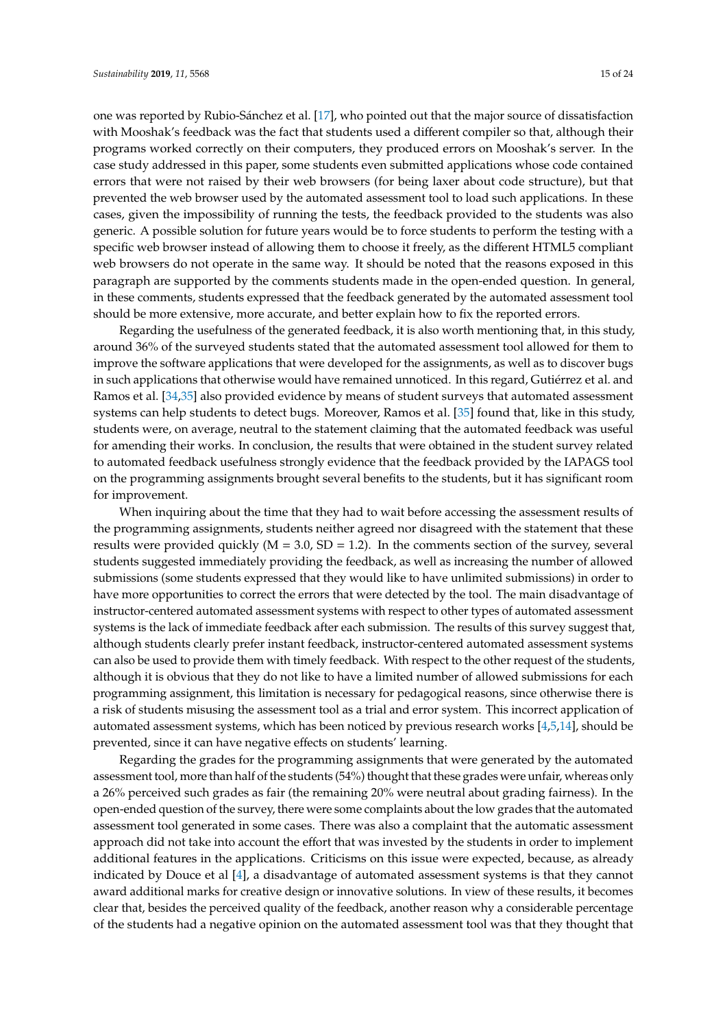one was reported by Rubio-Sánchez et al. [17], who pointed out that the major source of dissatisfaction with Mooshak's feedback was the fact that students used a different compiler so that, although their programs worked correctly on their computers, they produced errors on Mooshak's server. In the case study addressed in this paper, some students even submitted applications whose code contained errors that were not raised by their web browsers (for being laxer about code structure), but that prevented the web browser used by the automated assessment tool to load such applications. In these cases, given the impossibility of running the tests, the feedback provided to the students was also generic. A possible solution for future years would be to force students to perform the testing with a specific web browser instead of allowing them to choose it freely, as the different HTML5 compliant web browsers do not operate in the same way. It should be noted that the reasons exposed in this paragraph are supported by the comments students made in the open-ended question. In general, in these comments, students expressed that the feedback generated by the automated assessment tool should be more extensive, more accurate, and better explain how to fix the reported errors.

Regarding the usefulness of the generated feedback, it is also worth mentioning that, in this study, around 36% of the surveyed students stated that the automated assessment tool allowed for them to improve the software applications that were developed for the assignments, as well as to discover bugs in such applications that otherwise would have remained unnoticed. In this regard, Gutiérrez et al. and Ramos et al. [34,35] also provided evidence by means of student surveys that automated assessment systems can help students to detect bugs. Moreover, Ramos et al. [35] found that, like in this study, students were, on average, neutral to the statement claiming that the automated feedback was useful for amending their works. In conclusion, the results that were obtained in the student survey related to automated feedback usefulness strongly evidence that the feedback provided by the IAPAGS tool on the programming assignments brought several benefits to the students, but it has significant room for improvement.

When inquiring about the time that they had to wait before accessing the assessment results of the programming assignments, students neither agreed nor disagreed with the statement that these results were provided quickly ($M = 3.0$, $SD = 1.2$). In the comments section of the survey, several students suggested immediately providing the feedback, as well as increasing the number of allowed submissions (some students expressed that they would like to have unlimited submissions) in order to have more opportunities to correct the errors that were detected by the tool. The main disadvantage of instructor-centered automated assessment systems with respect to other types of automated assessment systems is the lack of immediate feedback after each submission. The results of this survey suggest that, although students clearly prefer instant feedback, instructor-centered automated assessment systems can also be used to provide them with timely feedback. With respect to the other request of the students, although it is obvious that they do not like to have a limited number of allowed submissions for each programming assignment, this limitation is necessary for pedagogical reasons, since otherwise there is a risk of students misusing the assessment tool as a trial and error system. This incorrect application of automated assessment systems, which has been noticed by previous research works [4,5,14], should be prevented, since it can have negative effects on students' learning.

Regarding the grades for the programming assignments that were generated by the automated assessment tool, more than half of the students (54%) thought that these grades were unfair, whereas only a 26% perceived such grades as fair (the remaining 20% were neutral about grading fairness). In the open-ended question of the survey, there were some complaints about the low grades that the automated assessment tool generated in some cases. There was also a complaint that the automatic assessment approach did not take into account the effort that was invested by the students in order to implement additional features in the applications. Criticisms on this issue were expected, because, as already indicated by Douce et al [4], a disadvantage of automated assessment systems is that they cannot award additional marks for creative design or innovative solutions. In view of these results, it becomes clear that, besides the perceived quality of the feedback, another reason why a considerable percentage of the students had a negative opinion on the automated assessment tool was that they thought that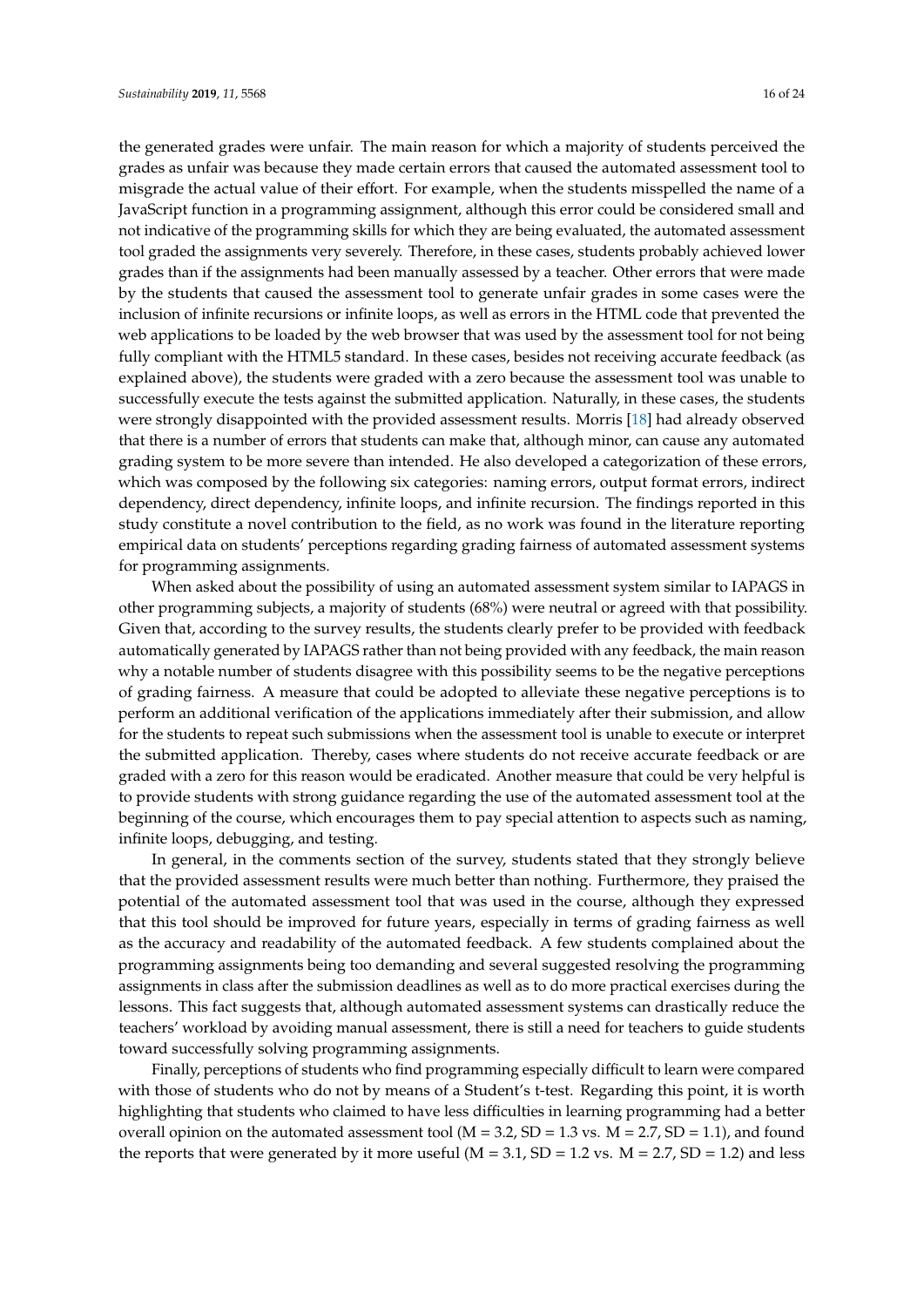the generated grades were unfair. The main reason for which a majority of students perceived the grades as unfair was because they made certain errors that caused the automated assessment tool to misgrade the actual value of their effort. For example, when the students misspelled the name of a JavaScript function in a programming assignment, although this error could be considered small and not indicative of the programming skills for which they are being evaluated, the automated assessment tool graded the assignments very severely. Therefore, in these cases, students probably achieved lower grades than if the assignments had been manually assessed by a teacher. Other errors that were made by the students that caused the assessment tool to generate unfair grades in some cases were the inclusion of infinite recursions or infinite loops, as well as errors in the HTML code that prevented the web applications to be loaded by the web browser that was used by the assessment tool for not being fully compliant with the HTML5 standard. In these cases, besides not receiving accurate feedback (as explained above), the students were graded with a zero because the assessment tool was unable to successfully execute the tests against the submitted application. Naturally, in these cases, the students were strongly disappointed with the provided assessment results. Morris [18] had already observed that there is a number of errors that students can make that, although minor, can cause any automated grading system to be more severe than intended. He also developed a categorization of these errors, which was composed by the following six categories: naming errors, output format errors, indirect dependency, direct dependency, infinite loops, and infinite recursion. The findings reported in this study constitute a novel contribution to the field, as no work was found in the literature reporting empirical data on students' perceptions regarding grading fairness of automated assessment systems for programming assignments.

When asked about the possibility of using an automated assessment system similar to IAPAGS in other programming subjects, a majority of students (68%) were neutral or agreed with that possibility. Given that, according to the survey results, the students clearly prefer to be provided with feedback automatically generated by IAPAGS rather than not being provided with any feedback, the main reason why a notable number of students disagree with this possibility seems to be the negative perceptions of grading fairness. A measure that could be adopted to alleviate these negative perceptions is to perform an additional verification of the applications immediately after their submission, and allow for the students to repeat such submissions when the assessment tool is unable to execute or interpret the submitted application. Thereby, cases where students do not receive accurate feedback or are graded with a zero for this reason would be eradicated. Another measure that could be very helpful is to provide students with strong guidance regarding the use of the automated assessment tool at the beginning of the course, which encourages them to pay special attention to aspects such as naming, infinite loops, debugging, and testing.

In general, in the comments section of the survey, students stated that they strongly believe that the provided assessment results were much better than nothing. Furthermore, they praised the potential of the automated assessment tool that was used in the course, although they expressed that this tool should be improved for future years, especially in terms of grading fairness as well as the accuracy and readability of the automated feedback. A few students complained about the programming assignments being too demanding and several suggested resolving the programming assignments in class after the submission deadlines as well as to do more practical exercises during the lessons. This fact suggests that, although automated assessment systems can drastically reduce the teachers' workload by avoiding manual assessment, there is still a need for teachers to guide students toward successfully solving programming assignments.

Finally, perceptions of students who find programming especially difficult to learn were compared with those of students who do not by means of a Student's t-test. Regarding this point, it is worth highlighting that students who claimed to have less difficulties in learning programming had a better overall opinion on the automated assessment tool ($M = 3.2$, $SD = 1.3$ vs. $M = 2.7$, $SD = 1.1$), and found the reports that were generated by it more useful ($M = 3.1$, $SD = 1.2$ vs. $M = 2.7$, $SD = 1.2$) and less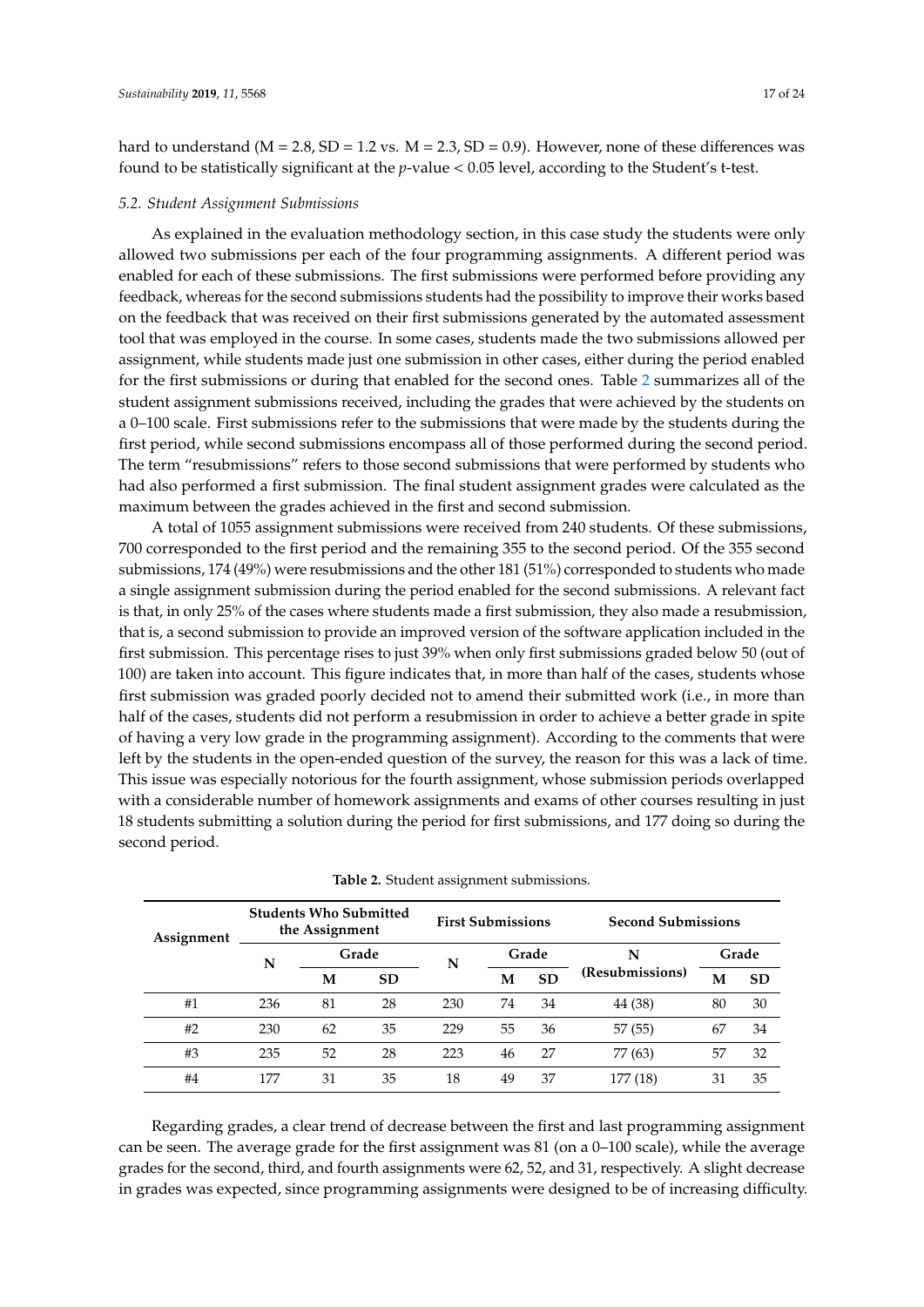hard to understand (M = 2.8, SD = 1.2 vs. M = 2.3, SD = 0.9). However, none of these differences was found to be statistically significant at the $p$-value < 0.05 level, according to the Student's t-test.

### 5.2. Student Assignment Submissions

As explained in the evaluation methodology section, in this case study the students were only allowed two submissions per each of the four programming assignments. A different period was enabled for each of these submissions. The first submissions were performed before providing any feedback, whereas for the second submissions students had the possibility to improve their works based on the feedback that was received on their first submissions generated by the automated assessment tool that was employed in the course. In some cases, students made the two submissions allowed per assignment, while students made just one submission in other cases, either during the period enabled for the first submissions or during that enabled for the second ones. Table 2 summarizes all of the student assignment submissions received, including the grades that were achieved by the students on a 0–100 scale. First submissions refer to the submissions that were made by the students during the first period, while second submissions encompass all of those performed during the second period. The term "resubmissions" refers to those second submissions that were performed by students who had also performed a first submission. The final student assignment grades were calculated as the maximum between the grades achieved in the first and second submission.

A total of 1055 assignment submissions were received from 240 students. Of these submissions, 700 corresponded to the first period and the remaining 355 to the second period. Of the 355 second submissions, 174 (49%) were resubmissions and the other 181 (51%) corresponded to students who made a single assignment submission during the period enabled for the second submissions. A relevant fact is that, in only 25% of the cases where students made a first submission, they also made a resubmission, that is, a second submission to provide an improved version of the software application included in the first submission. This percentage rises to just 39% when only first submissions graded below 50 (out of 100) are taken into account. This figure indicates that, in more than half of the cases, students whose first submission was graded poorly decided not to amend their submitted work (i.e., in more than half of the cases, students did not perform a resubmission in order to achieve a better grade in spite of having a very low grade in the programming assignment). According to the comments that were left by the students in the open-ended question of the survey, the reason for this was a lack of time. This issue was especially notorious for the fourth assignment, whose submission periods overlapped with a considerable number of homework assignments and exams of other courses resulting in just 18 students submitting a solution during the period for first submissions, and 177 doing so during the second period.

**Table 2.** Student assignment submissions.

| Assignment | Students Who Submitted the Assignment | | | First Submissions | | | Second Submissions | | |
|---|---|---|---|---|---|---|---|---|---|
| | N | Grade | | N | Grade | | N (Resubmissions) | Grade | |
| | | M | SD | | M | SD | | M | SD |
| #1 | 236 | 81 | 28 | 230 | 74 | 34 | 44 (38) | 80 | 30 |
| #2 | 230 | 62 | 35 | 229 | 55 | 36 | 57 (55) | 67 | 34 |
| #3 | 235 | 52 | 28 | 223 | 46 | 27 | 77 (63) | 57 | 32 |
| #4 | 177 | 31 | 35 | 18 | 49 | 37 | 177 (18) | 31 | 35 |

Regarding grades, a clear trend of decrease between the first and last programming assignment can be seen. The average grade for the first assignment was 81 (on a 0–100 scale), while the average grades for the second, third, and fourth assignments were 62, 52, and 31, respectively. A slight decrease in grades was expected, since programming assignments were designed to be of increasing difficulty.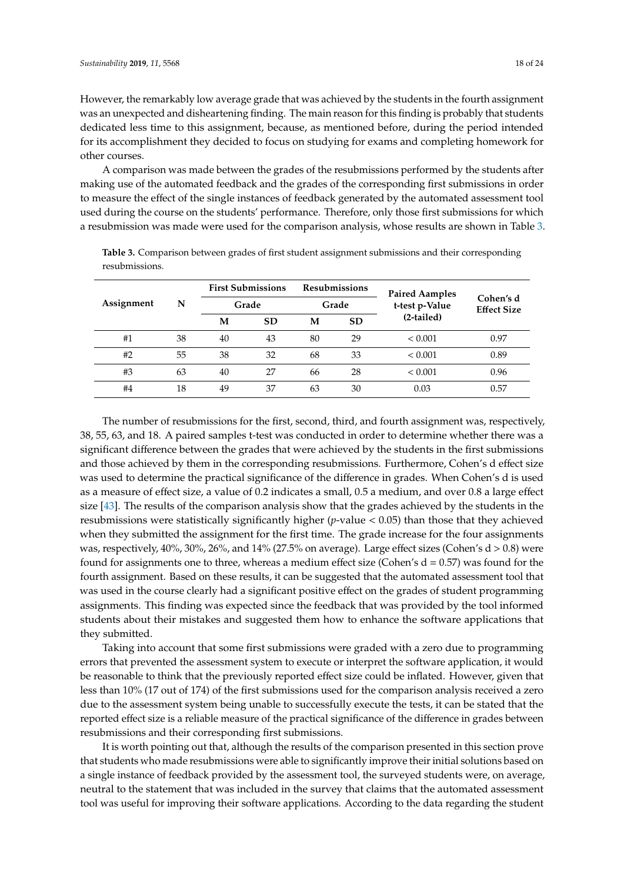However, the remarkably low average grade that was achieved by the students in the fourth assignment was an unexpected and disheartening finding. The main reason for this finding is probably that students dedicated less time to this assignment, because, as mentioned before, during the period intended for its accomplishment they decided to focus on studying for exams and completing homework for other courses.

A comparison was made between the grades of the resubmissions performed by the students after making use of the automated feedback and the grades of the corresponding first submissions in order to measure the effect of the single instances of feedback generated by the automated assessment tool used during the course on the students' performance. Therefore, only those first submissions for which a resubmission was made were used for the comparison analysis, whose results are shown in Table 3.

**Table 3.** Comparison between grades of first student assignment submissions and their corresponding resubmissions.

| Assignment | N | First Submissions | | Resubmissions | | Paired Aamples t-test p-Value (2-tailed) | Cohen's d Effect Size |
|---|---|---|---|---|---|---|---|
| | | Grade | | Grade | | | |
| | | M | SD | M | SD | | |
| #1 | 38 | 40 | 43 | 80 | 29 | < 0.001 | 0.97 |
| #2 | 55 | 38 | 32 | 68 | 33 | < 0.001 | 0.89 |
| #3 | 63 | 40 | 27 | 66 | 28 | < 0.001 | 0.96 |
| #4 | 18 | 49 | 37 | 63 | 30 | 0.03 | 0.57 |

The number of resubmissions for the first, second, third, and fourth assignment was, respectively, 38, 55, 63, and 18. A paired samples t-test was conducted in order to determine whether there was a significant difference between the grades that were achieved by the students in the first submissions and those achieved by them in the corresponding resubmissions. Furthermore, Cohen's d effect size was used to determine the practical significance of the difference in grades. When Cohen's d is used as a measure of effect size, a value of 0.2 indicates a small, 0.5 a medium, and over 0.8 a large effect size [43]. The results of the comparison analysis show that the grades achieved by the students in the resubmissions were statistically significantly higher ($p$-value $< 0.05$) than those that they achieved when they submitted the assignment for the first time. The grade increase for the four assignments was, respectively, 40%, 30%, 26%, and 14% (27.5% on average). Large effect sizes (Cohen's $d > 0.8$) were found for assignments one to three, whereas a medium effect size (Cohen's $d = 0.57$) was found for the fourth assignment. Based on these results, it can be suggested that the automated assessment tool that was used in the course clearly had a significant positive effect on the grades of student programming assignments. This finding was expected since the feedback that was provided by the tool informed students about their mistakes and suggested them how to enhance the software applications that they submitted.

Taking into account that some first submissions were graded with a zero due to programming errors that prevented the assessment system to execute or interpret the software application, it would be reasonable to think that the previously reported effect size could be inflated. However, given that less than 10% (17 out of 174) of the first submissions used for the comparison analysis received a zero due to the assessment system being unable to successfully execute the tests, it can be stated that the reported effect size is a reliable measure of the practical significance of the difference in grades between resubmissions and their corresponding first submissions.

It is worth pointing out that, although the results of the comparison presented in this section prove that students who made resubmissions were able to significantly improve their initial solutions based on a single instance of feedback provided by the assessment tool, the surveyed students were, on average, neutral to the statement that was included in the survey that claims that the automated assessment tool was useful for improving their software applications. According to the data regarding the student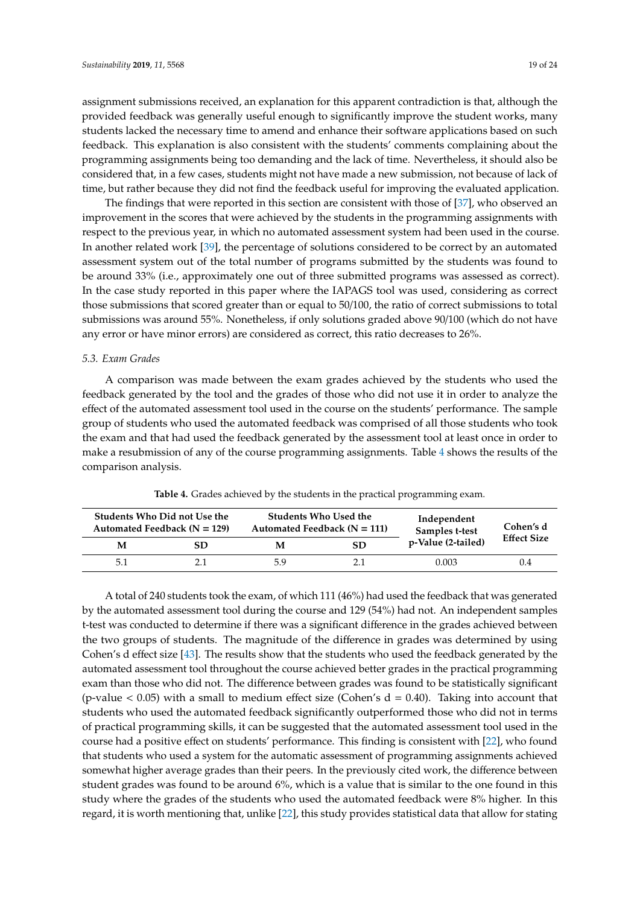assignment submissions received, an explanation for this apparent contradiction is that, although the provided feedback was generally useful enough to significantly improve the student works, many students lacked the necessary time to amend and enhance their software applications based on such feedback. This explanation is also consistent with the students' comments complaining about the programming assignments being too demanding and the lack of time. Nevertheless, it should also be considered that, in a few cases, students might not have made a new submission, not because of lack of time, but rather because they did not find the feedback useful for improving the evaluated application.

The findings that were reported in this section are consistent with those of [37], who observed an improvement in the scores that were achieved by the students in the programming assignments with respect to the previous year, in which no automated assessment system had been used in the course. In another related work [39], the percentage of solutions considered to be correct by an automated assessment system out of the total number of programs submitted by the students was found to be around 33% (i.e., approximately one out of three submitted programs was assessed as correct). In the case study reported in this paper where the IAPAGS tool was used, considering as correct those submissions that scored greater than or equal to 50/100, the ratio of correct submissions to total submissions was around 55%. Nonetheless, if only solutions graded above 90/100 (which do not have any error or have minor errors) are considered as correct, this ratio decreases to 26%.

### *5.3. Exam Grades*

A comparison was made between the exam grades achieved by the students who used the feedback generated by the tool and the grades of those who did not use it in order to analyze the effect of the automated assessment tool used in the course on the students' performance. The sample group of students who used the automated feedback was comprised of all those students who took the exam and that had used the feedback generated by the assessment tool at least once in order to make a resubmission of any of the course programming assignments. Table 4 shows the results of the comparison analysis.

**Table 4.** Grades achieved by the students in the practical programming exam.

| Students Who Did not Use the Automated Feedback (N = 129) | | Students Who Used the Automated Feedback (N = 111) | | Independent Samples t-test p-Value (2-tailed) | Cohen's d Effect Size |
|---|---|---|---|---|---|
| **M** | **SD** | **M** | **SD** | | |
| 5.1 | 2.1 | 5.9 | 2.1 | 0.003 | 0.4 |

A total of 240 students took the exam, of which 111 (46%) had used the feedback that was generated by the automated assessment tool during the course and 129 (54%) had not. An independent samples t-test was conducted to determine if there was a significant difference in the grades achieved between the two groups of students. The magnitude of the difference in grades was determined by using Cohen's d effect size [43]. The results show that the students who used the feedback generated by the automated assessment tool throughout the course achieved better grades in the practical programming exam than those who did not. The difference between grades was found to be statistically significant ($p$-value $< 0.05$) with a small to medium effect size (Cohen's $d = 0.40$). Taking into account that students who used the automated feedback significantly outperformed those who did not in terms of practical programming skills, it can be suggested that the automated assessment tool used in the course had a positive effect on students' performance. This finding is consistent with [22], who found that students who used a system for the automatic assessment of programming assignments achieved somewhat higher average grades than their peers. In the previously cited work, the difference between student grades was found to be around 6%, which is a value that is similar to the one found in this study where the grades of the students who used the automated feedback were 8% higher. In this regard, it is worth mentioning that, unlike [22], this study provides statistical data that allow for stating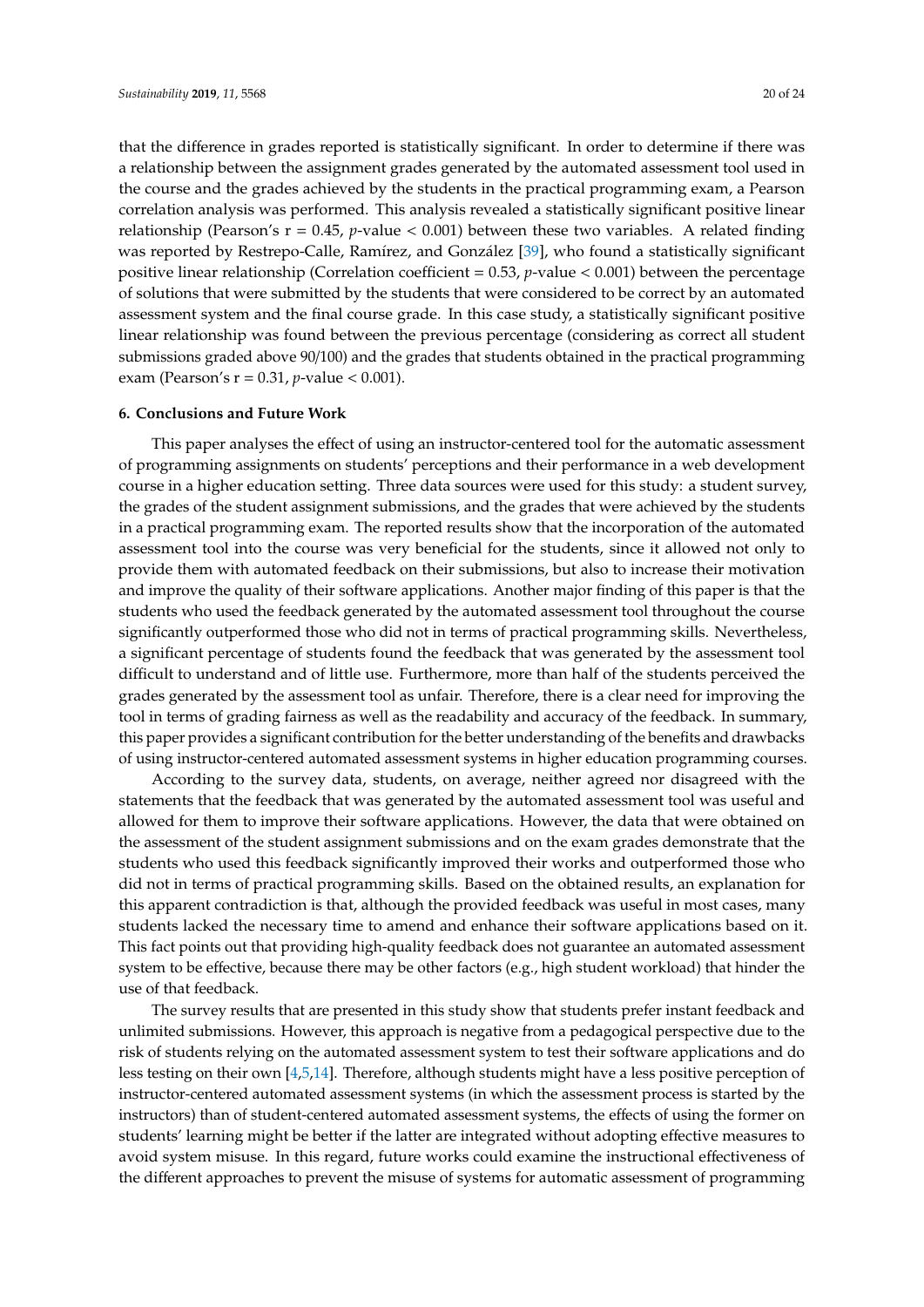that the difference in grades reported is statistically significant. In order to determine if there was a relationship between the assignment grades generated by the automated assessment tool used in the course and the grades achieved by the students in the practical programming exam, a Pearson correlation analysis was performed. This analysis revealed a statistically significant positive linear relationship (Pearson's $r = 0.45$, $p$-value $< 0.001$) between these two variables. A related finding was reported by Restrepo-Calle, Ramírez, and González [39], who found a statistically significant positive linear relationship (Correlation coefficient = 0.53, $p$-value $< 0.001$) between the percentage of solutions that were submitted by the students that were considered to be correct by an automated assessment system and the final course grade. In this case study, a statistically significant positive linear relationship was found between the previous percentage (considering as correct all student submissions graded above 90/100) and the grades that students obtained in the practical programming exam (Pearson's $r = 0.31$, $p$-value $< 0.001$).

## 6. Conclusions and Future Work

This paper analyses the effect of using an instructor-centered tool for the automatic assessment of programming assignments on students' perceptions and their performance in a web development course in a higher education setting. Three data sources were used for this study: a student survey, the grades of the student assignment submissions, and the grades that were achieved by the students in a practical programming exam. The reported results show that the incorporation of the automated assessment tool into the course was very beneficial for the students, since it allowed not only to provide them with automated feedback on their submissions, but also to increase their motivation and improve the quality of their software applications. Another major finding of this paper is that the students who used the feedback generated by the automated assessment tool throughout the course significantly outperformed those who did not in terms of practical programming skills. Nevertheless, a significant percentage of students found the feedback that was generated by the assessment tool difficult to understand and of little use. Furthermore, more than half of the students perceived the grades generated by the assessment tool as unfair. Therefore, there is a clear need for improving the tool in terms of grading fairness as well as the readability and accuracy of the feedback. In summary, this paper provides a significant contribution for the better understanding of the benefits and drawbacks of using instructor-centered automated assessment systems in higher education programming courses.

According to the survey data, students, on average, neither agreed nor disagreed with the statements that the feedback that was generated by the automated assessment tool was useful and allowed for them to improve their software applications. However, the data that were obtained on the assessment of the student assignment submissions and on the exam grades demonstrate that the students who used this feedback significantly improved their works and outperformed those who did not in terms of practical programming skills. Based on the obtained results, an explanation for this apparent contradiction is that, although the provided feedback was useful in most cases, many students lacked the necessary time to amend and enhance their software applications based on it. This fact points out that providing high-quality feedback does not guarantee an automated assessment system to be effective, because there may be other factors (e.g., high student workload) that hinder the use of that feedback.

The survey results that are presented in this study show that students prefer instant feedback and unlimited submissions. However, this approach is negative from a pedagogical perspective due to the risk of students relying on the automated assessment system to test their software applications and do less testing on their own [4,5,14]. Therefore, although students might have a less positive perception of instructor-centered automated assessment systems (in which the assessment process is started by the instructors) than of student-centered automated assessment systems, the effects of using the former on students' learning might be better if the latter are integrated without adopting effective measures to avoid system misuse. In this regard, future works could examine the instructional effectiveness of the different approaches to prevent the misuse of systems for automatic assessment of programming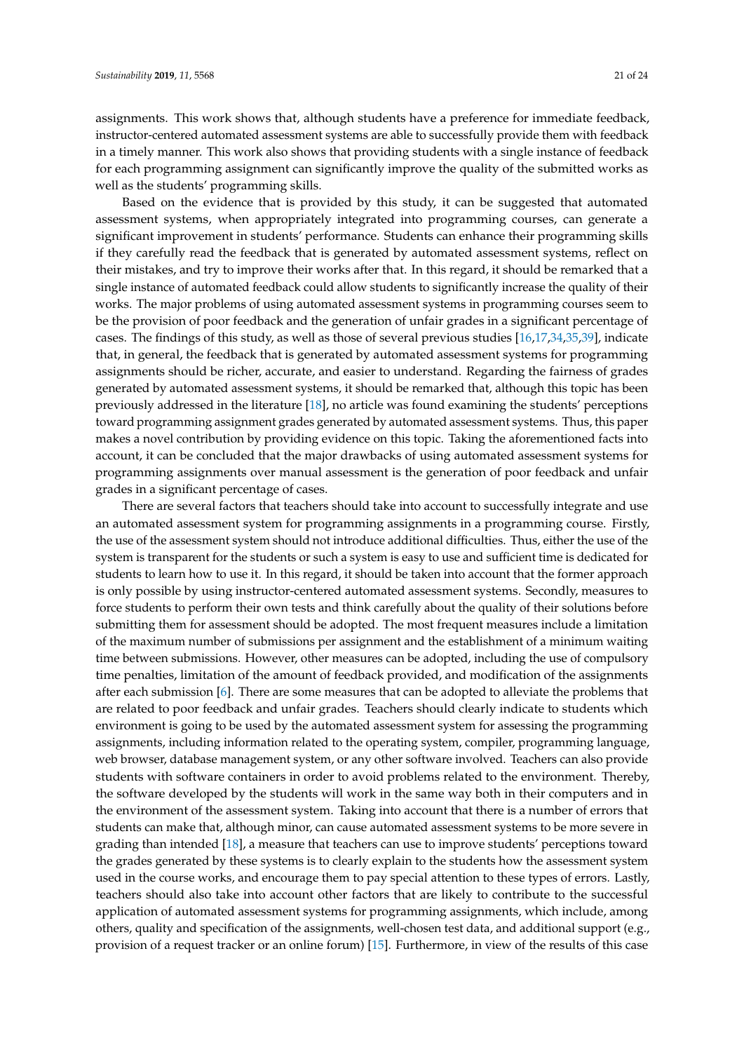assignments. This work shows that, although students have a preference for immediate feedback, instructor-centered automated assessment systems are able to successfully provide them with feedback in a timely manner. This work also shows that providing students with a single instance of feedback for each programming assignment can significantly improve the quality of the submitted works as well as the students' programming skills.

Based on the evidence that is provided by this study, it can be suggested that automated assessment systems, when appropriately integrated into programming courses, can generate a significant improvement in students' performance. Students can enhance their programming skills if they carefully read the feedback that is generated by automated assessment systems, reflect on their mistakes, and try to improve their works after that. In this regard, it should be remarked that a single instance of automated feedback could allow students to significantly increase the quality of their works. The major problems of using automated assessment systems in programming courses seem to be the provision of poor feedback and the generation of unfair grades in a significant percentage of cases. The findings of this study, as well as those of several previous studies [16,17,34,35,39], indicate that, in general, the feedback that is generated by automated assessment systems for programming assignments should be richer, accurate, and easier to understand. Regarding the fairness of grades generated by automated assessment systems, it should be remarked that, although this topic has been previously addressed in the literature [18], no article was found examining the students' perceptions toward programming assignment grades generated by automated assessment systems. Thus, this paper makes a novel contribution by providing evidence on this topic. Taking the aforementioned facts into account, it can be concluded that the major drawbacks of using automated assessment systems for programming assignments over manual assessment is the generation of poor feedback and unfair grades in a significant percentage of cases.

There are several factors that teachers should take into account to successfully integrate and use an automated assessment system for programming assignments in a programming course. Firstly, the use of the assessment system should not introduce additional difficulties. Thus, either the use of the system is transparent for the students or such a system is easy to use and sufficient time is dedicated for students to learn how to use it. In this regard, it should be taken into account that the former approach is only possible by using instructor-centered automated assessment systems. Secondly, measures to force students to perform their own tests and think carefully about the quality of their solutions before submitting them for assessment should be adopted. The most frequent measures include a limitation of the maximum number of submissions per assignment and the establishment of a minimum waiting time between submissions. However, other measures can be adopted, including the use of compulsory time penalties, limitation of the amount of feedback provided, and modification of the assignments after each submission [6]. There are some measures that can be adopted to alleviate the problems that are related to poor feedback and unfair grades. Teachers should clearly indicate to students which environment is going to be used by the automated assessment system for assessing the programming assignments, including information related to the operating system, compiler, programming language, web browser, database management system, or any other software involved. Teachers can also provide students with software containers in order to avoid problems related to the environment. Thereby, the software developed by the students will work in the same way both in their computers and in the environment of the assessment system. Taking into account that there is a number of errors that students can make that, although minor, can cause automated assessment systems to be more severe in grading than intended [18], a measure that teachers can use to improve students' perceptions toward the grades generated by these systems is to clearly explain to the students how the assessment system used in the course works, and encourage them to pay special attention to these types of errors. Lastly, teachers should also take into account other factors that are likely to contribute to the successful application of automated assessment systems for programming assignments, which include, among others, quality and specification of the assignments, well-chosen test data, and additional support (e.g., provision of a request tracker or an online forum) [15]. Furthermore, in view of the results of this case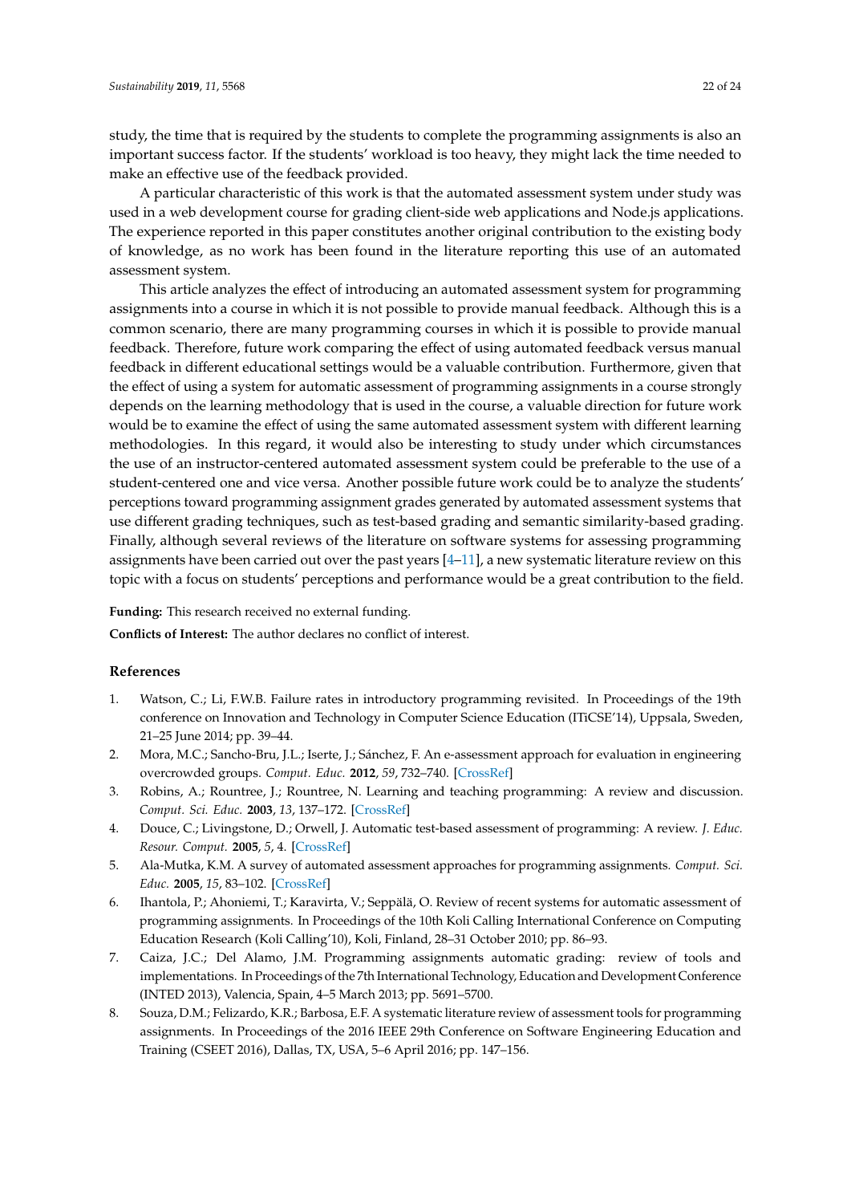study, the time that is required by the students to complete the programming assignments is also an important success factor. If the students' workload is too heavy, they might lack the time needed to make an effective use of the feedback provided.

A particular characteristic of this work is that the automated assessment system under study was used in a web development course for grading client-side web applications and Node.js applications. The experience reported in this paper constitutes another original contribution to the existing body of knowledge, as no work has been found in the literature reporting this use of an automated assessment system.

This article analyzes the effect of introducing an automated assessment system for programming assignments into a course in which it is not possible to provide manual feedback. Although this is a common scenario, there are many programming courses in which it is possible to provide manual feedback. Therefore, future work comparing the effect of using automated feedback versus manual feedback in different educational settings would be a valuable contribution. Furthermore, given that the effect of using a system for automatic assessment of programming assignments in a course strongly depends on the learning methodology that is used in the course, a valuable direction for future work would be to examine the effect of using the same automated assessment system with different learning methodologies. In this regard, it would also be interesting to study under which circumstances the use of an instructor-centered automated assessment system could be preferable to the use of a student-centered one and vice versa. Another possible future work could be to analyze the students' perceptions toward programming assignment grades generated by automated assessment systems that use different grading techniques, such as test-based grading and semantic similarity-based grading. Finally, although several reviews of the literature on software systems for assessing programming assignments have been carried out over the past years [4–11], a new systematic literature review on this topic with a focus on students' perceptions and performance would be a great contribution to the field.

**Funding:** This research received no external funding.

**Conflicts of Interest:** The author declares no conflict of interest.

## References

1. Watson, C.; Li, F.W.B. Failure rates in introductory programming revisited. In Proceedings of the 19th conference on Innovation and Technology in Computer Science Education (ITiCSE'14), Uppsala, Sweden, 21–25 June 2014; pp. 39–44.
2. Mora, M.C.; Sancho-Bru, J.L.; Iserte, J.; Sánchez, F. An e-assessment approach for evaluation in engineering overcrowded groups. *Comput. Educ.* **2012**, *59*, 732–740. [CrossRef]
3. Robins, A.; Rountree, J.; Rountree, N. Learning and teaching programming: A review and discussion. *Comput. Sci. Educ.* **2003**, *13*, 137–172. [CrossRef]
4. Douce, C.; Livingstone, D.; Orwell, J. Automatic test-based assessment of programming: A review. *J. Educ. Resour. Comput.* **2005**, *5*, 4. [CrossRef]
5. Ala-Mutka, K.M. A survey of automated assessment approaches for programming assignments. *Comput. Sci. Educ.* **2005**, *15*, 83–102. [CrossRef]
6. Ihantola, P.; Ahoniemi, T.; Karavirta, V.; Seppälä, O. Review of recent systems for automatic assessment of programming assignments. In Proceedings of the 10th Koli Calling International Conference on Computing Education Research (Koli Calling'10), Koli, Finland, 28–31 October 2010; pp. 86–93.
7. Caiza, J.C.; Del Alamo, J.M. Programming assignments automatic grading: review of tools and implementations. In Proceedings of the 7th International Technology, Education and Development Conference (INTED 2013), Valencia, Spain, 4–5 March 2013; pp. 5691–5700.
8. Souza, D.M.; Felizardo, K.R.; Barbosa, E.F. A systematic literature review of assessment tools for programming assignments. In Proceedings of the 2016 IEEE 29th Conference on Software Engineering Education and Training (CSEET 2016), Dallas, TX, USA, 5–6 April 2016; pp. 147–156.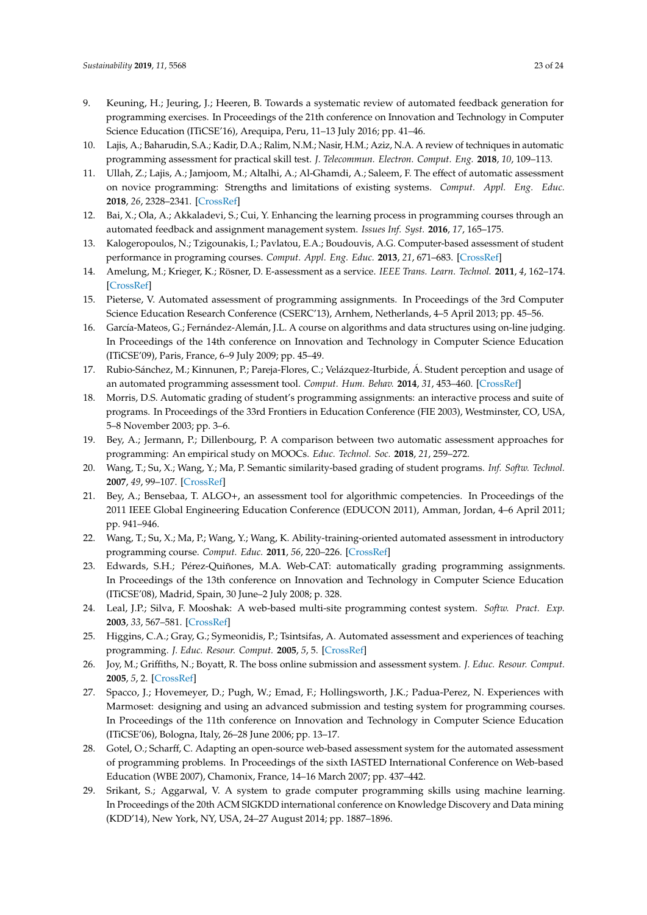9. Keuning, H.; Jeuring, J.; Heeren, B. Towards a systematic review of automated feedback generation for programming exercises. In Proceedings of the 21th conference on Innovation and Technology in Computer Science Education (ITiCSE'16), Arequipa, Peru, 11–13 July 2016; pp. 41–46.
10. Lajis, A.; Baharudin, S.A.; Kadir, D.A.; Ralim, N.M.; Nasir, H.M.; Aziz, N.A. A review of techniques in automatic programming assessment for practical skill test. *J. Telecommun. Electron. Comput. Eng.* **2018**, *10*, 109–113.
11. Ullah, Z.; Lajis, A.; Jamjoom, M.; Altalhi, A.; Al-Ghamdi, A.; Saleem, F. The effect of automatic assessment on novice programming: Strengths and limitations of existing systems. *Comput. Appl. Eng. Educ.* **2018**, *26*, 2328–2341. [CrossRef]
12. Bai, X.; Ola, A.; Akkaladevi, S.; Cui, Y. Enhancing the learning process in programming courses through an automated feedback and assignment management system. *Issues Inf. Syst.* **2016**, *17*, 165–175.
13. Kalogeropoulos, N.; Tzigounakis, I.; Pavlatou, E.A.; Boudouvis, A.G. Computer-based assessment of student performance in programing courses. *Comput. Appl. Eng. Educ.* **2013**, *21*, 671–683. [CrossRef]
14. Amelung, M.; Krieger, K.; Rösner, D. E-assessment as a service. *IEEE Trans. Learn. Technol.* **2011**, *4*, 162–174. [CrossRef]
15. Pieterse, V. Automated assessment of programming assignments. In Proceedings of the 3rd Computer Science Education Research Conference (CSERC'13), Arnhem, Netherlands, 4–5 April 2013; pp. 45–56.
16. García-Mateos, G.; Fernández-Alemán, J.L. A course on algorithms and data structures using on-line judging. In Proceedings of the 14th conference on Innovation and Technology in Computer Science Education (ITiCSE'09), Paris, France, 6–9 July 2009; pp. 45–49.
17. Rubio-Sánchez, M.; Kinnunen, P.; Pareja-Flores, C.; Velázquez-Iturbide, Á. Student perception and usage of an automated programming assessment tool. *Comput. Hum. Behav.* **2014**, *31*, 453–460. [CrossRef]
18. Morris, D.S. Automatic grading of student's programming assignments: an interactive process and suite of programs. In Proceedings of the 33rd Frontiers in Education Conference (FIE 2003), Westminster, CO, USA, 5–8 November 2003; pp. 3–6.
19. Bey, A.; Jermann, P.; Dillenbourg, P. A comparison between two automatic assessment approaches for programming: An empirical study on MOOCs. *Educ. Technol. Soc.* **2018**, *21*, 259–272.
20. Wang, T.; Su, X.; Wang, Y.; Ma, P. Semantic similarity-based grading of student programs. *Inf. Softw. Technol.* **2007**, *49*, 99–107. [CrossRef]
21. Bey, A.; Bensebaa, T. ALGO+, an assessment tool for algorithmic competencies. In Proceedings of the 2011 IEEE Global Engineering Education Conference (EDUCON 2011), Amman, Jordan, 4–6 April 2011; pp. 941–946.
22. Wang, T.; Su, X.; Ma, P.; Wang, Y.; Wang, K. Ability-training-oriented automated assessment in introductory programming course. *Comput. Educ.* **2011**, *56*, 220–226. [CrossRef]
23. Edwards, S.H.; Pérez-Quiñones, M.A. Web-CAT: automatically grading programming assignments. In Proceedings of the 13th conference on Innovation and Technology in Computer Science Education (ITiCSE'08), Madrid, Spain, 30 June–2 July 2008; p. 328.
24. Leal, J.P.; Silva, F. Mooshak: A web-based multi-site programming contest system. *Softw. Pract. Exp.* **2003**, *33*, 567–581. [CrossRef]
25. Higgins, C.A.; Gray, G.; Symeonidis, P.; Tsintsifas, A. Automated assessment and experiences of teaching programming. *J. Educ. Resour. Comput.* **2005**, *5*, 5. [CrossRef]
26. Joy, M.; Griffiths, N.; Boyatt, R. The boss online submission and assessment system. *J. Educ. Resour. Comput.* **2005**, *5*, 2. [CrossRef]
27. Spacco, J.; Hovemeyer, D.; Pugh, W.; Emad, F.; Hollingsworth, J.K.; Padua-Perez, N. Experiences with Marmoset: designing and using an advanced submission and testing system for programming courses. In Proceedings of the 11th conference on Innovation and Technology in Computer Science Education (ITiCSE'06), Bologna, Italy, 26–28 June 2006; pp. 13–17.
28. Gotel, O.; Scharff, C. Adapting an open-source web-based assessment system for the automated assessment of programming problems. In Proceedings of the sixth IASTED International Conference on Web-based Education (WBE 2007), Chamonix, France, 14–16 March 2007; pp. 437–442.
29. Srikant, S.; Aggarwal, V. A system to grade computer programming skills using machine learning. In Proceedings of the 20th ACM SIGKDD international conference on Knowledge Discovery and Data mining (KDD'14), New York, NY, USA, 24–27 August 2014; pp. 1887–1896.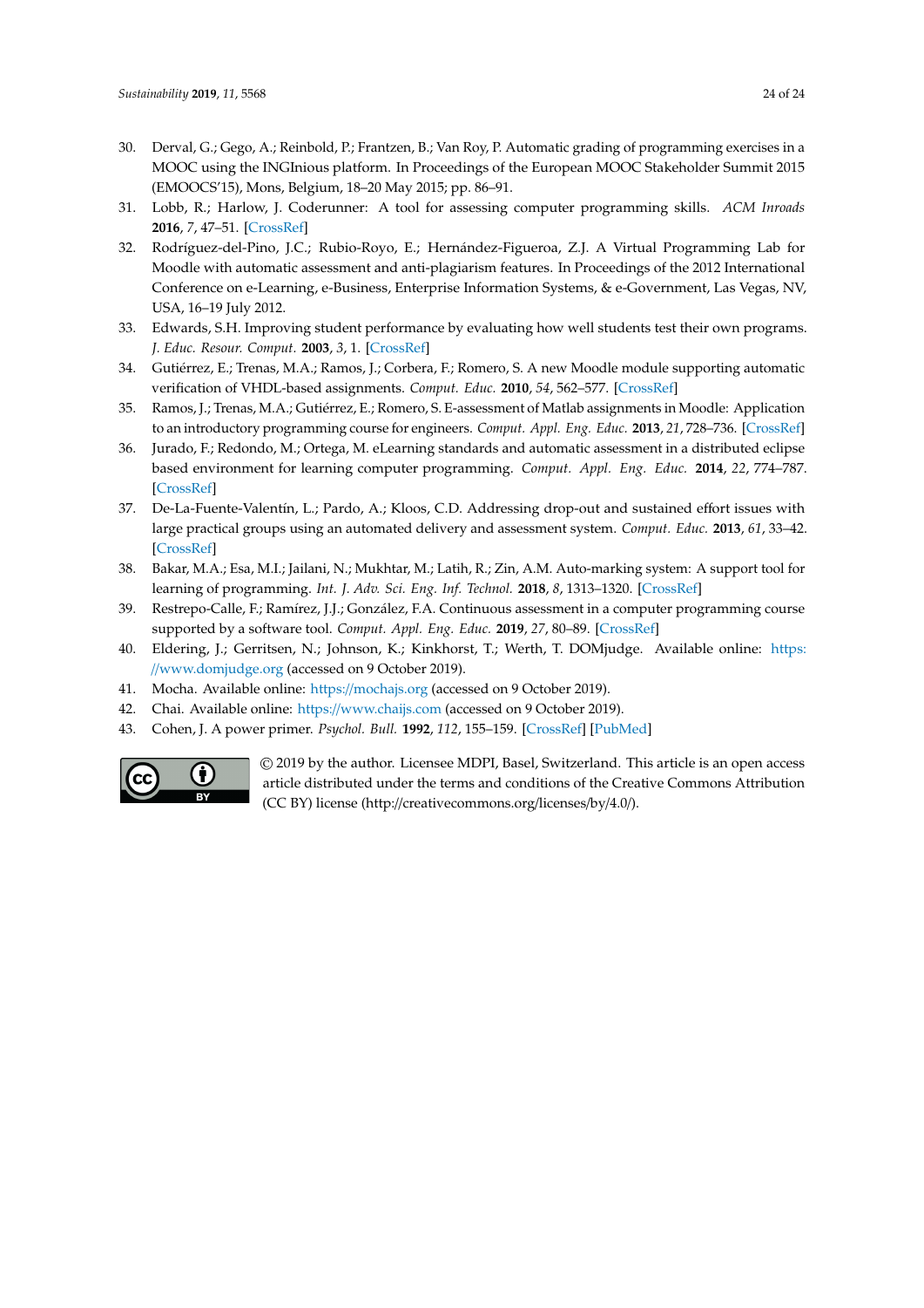30. Derval, G.; Gego, A.; Reinbold, P.; Frantzen, B.; Van Roy, P. Automatic grading of programming exercises in a MOOC using the INGInious platform. In Proceedings of the European MOOC Stakeholder Summit 2015 (EMOOCS'15), Mons, Belgium, 18–20 May 2015; pp. 86–91.
31. Lobb, R.; Harlow, J. Coderunner: A tool for assessing computer programming skills. *ACM Inroads* **2016**, *7*, 47–51. [CrossRef]
32. Rodríguez-del-Pino, J.C.; Rubio-Royo, E.; Hernández-Figueroa, Z.J. A Virtual Programming Lab for Moodle with automatic assessment and anti-plagiarism features. In Proceedings of the 2012 International Conference on e-Learning, e-Business, Enterprise Information Systems, & e-Government, Las Vegas, NV, USA, 16–19 July 2012.
33. Edwards, S.H. Improving student performance by evaluating how well students test their own programs. *J. Educ. Resour. Comput.* **2003**, *3*, 1. [CrossRef]
34. Gutiérrez, E.; Trenas, M.A.; Ramos, J.; Corbera, F.; Romero, S. A new Moodle module supporting automatic verification of VHDL-based assignments. *Comput. Educ.* **2010**, *54*, 562–577. [CrossRef]
35. Ramos, J.; Trenas, M.A.; Gutiérrez, E.; Romero, S. E-assessment of Matlab assignments in Moodle: Application to an introductory programming course for engineers. *Comput. Appl. Eng. Educ.* **2013**, *21*, 728–736. [CrossRef]
36. Jurado, F.; Redondo, M.; Ortega, M. eLearning standards and automatic assessment in a distributed eclipse based environment for learning computer programming. *Comput. Appl. Eng. Educ.* **2014**, *22*, 774–787. [CrossRef]
37. De-La-Fuente-Valentín, L.; Pardo, A.; Kloos, C.D. Addressing drop-out and sustained effort issues with large practical groups using an automated delivery and assessment system. *Comput. Educ.* **2013**, *61*, 33–42. [CrossRef]
38. Bakar, M.A.; Esa, M.I.; Jailani, N.; Mukhtar, M.; Latih, R.; Zin, A.M. Auto-marking system: A support tool for learning of programming. *Int. J. Adv. Sci. Eng. Inf. Technol.* **2018**, *8*, 1313–1320. [CrossRef]
39. Restrepo-Calle, F.; Ramírez, J.J.; González, F.A. Continuous assessment in a computer programming course supported by a software tool. *Comput. Appl. Eng. Educ.* **2019**, *27*, 80–89. [CrossRef]
40. Eldering, J.; Gerritsen, N.; Johnson, K.; Kinkhorst, T.; Werth, T. DOMjudge. Available online: https://www.domjudge.org (accessed on 9 October 2019).
41. Mocha. Available online: https://mochajs.org (accessed on 9 October 2019).
42. Chai. Available online: https://www.chaijs.com (accessed on 9 October 2019).
43. Cohen, J. A power primer. *Psychol. Bull.* **1992**, *112*, 155–159. [CrossRef] [PubMed]

© 2019 by the author. Licensee MDPI, Basel, Switzerland. This article is an open access article distributed under the terms and conditions of the Creative Commons Attribution (CC BY) license (http://creativecommons.org/licenses/by/4.0/).